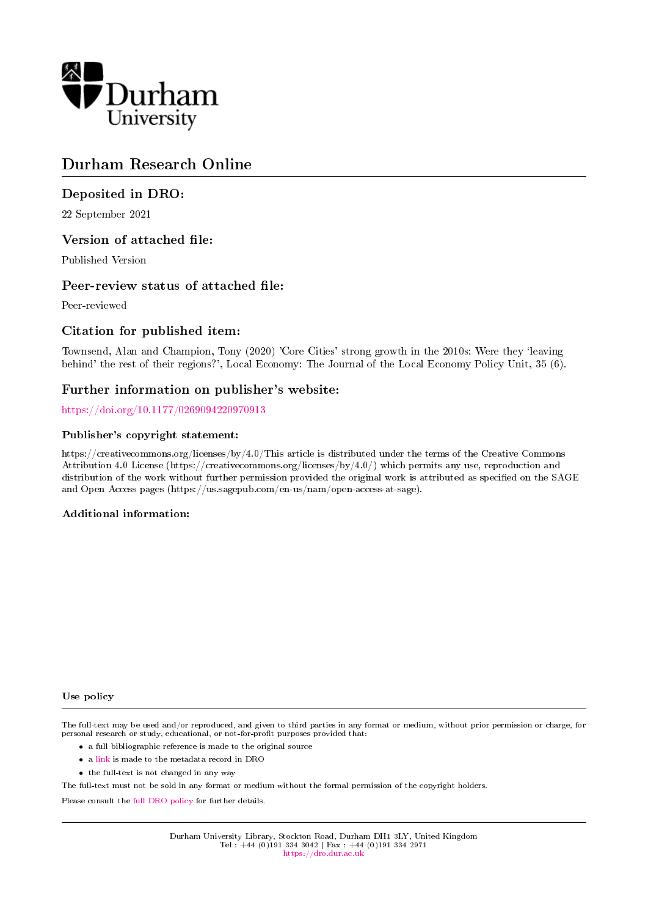# Durham Research Online

## Deposited in DRO:

22 September 2021

## Version of attached file:

Published Version

## Peer-review status of attached file:

Peer-reviewed

## Citation for published item:

Townsend, Alan and Champion, Tony (2020) 'Core Cities' strong growth in the 2010s: Were they 'leaving behind' the rest of their regions?', Local Economy: The Journal of the Local Economy Policy Unit, 35 (6).

## Further information on publisher's website:

https://doi.org/10.1177/0269094220970913

### Publisher's copyright statement:

https://creativecommons.org/licenses/by/4.0/This article is distributed under the terms of the Creative Commons Attribution 4.0 License (https://creativecommons.org/licenses/by/4.0/) which permits any use, reproduction and distribution of the work without further permission provided the original work is attributed as specified on the SAGE and Open Access pages (https://us.sagepub.com/en-us/nam/open-access-at-sage).

### Additional information:

### Use policy

The full-text may be used and/or reproduced, and given to third parties in any format or medium, without prior permission or charge, for personal research or study, educational, or not-for-profit purposes provided that:

- a full bibliographic reference is made to the original source
- a link is made to the metadata record in DRO
- the full-text is not changed in any way

The full-text must not be sold in any format or medium without the formal permission of the copyright holders.

Please consult the full DRO policy for further details.

Durham University Library, Stockton Road, Durham DH1 3LY, United Kingdom
Tel : +44 (0)191 334 3042 | Fax : +44 (0)191 334 2971
https://dro.dur.ac.uk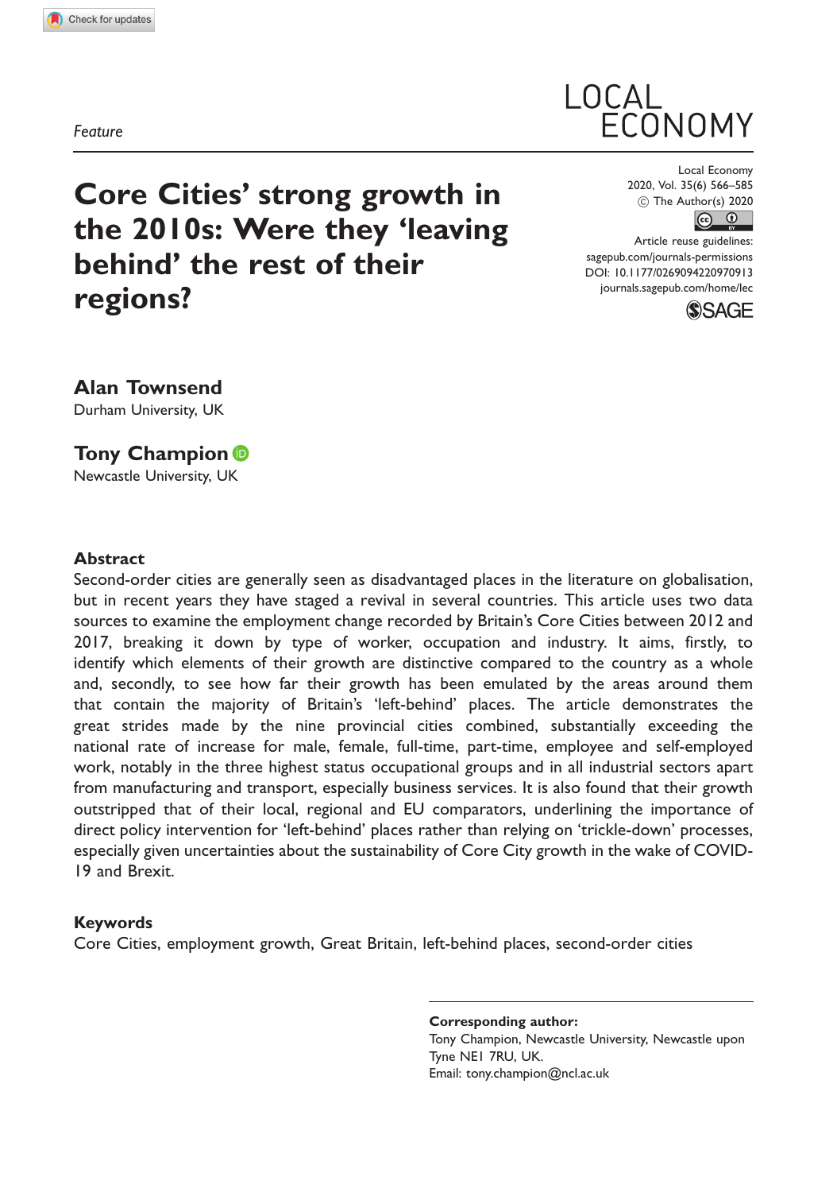Feature

# Core Cities' strong growth in the 2010s: Were they 'leaving behind' the rest of their regions?

Local Economy
2020, Vol. 35(6) 566–585
© The Author(s) 2020
Article reuse guidelines:
sagepub.com/journals-permissions
DOI: 10.1177/0269094220970913
journals.sagepub.com/home/lec

**Alan Townsend**
Durham University, UK

**Tony Champion**
Newcastle University, UK

## Abstract

Second-order cities are generally seen as disadvantaged places in the literature on globalisation, but in recent years they have staged a revival in several countries. This article uses two data sources to examine the employment change recorded by Britain's Core Cities between 2012 and 2017, breaking it down by type of worker, occupation and industry. It aims, firstly, to identify which elements of their growth are distinctive compared to the country as a whole and, secondly, to see how far their growth has been emulated by the areas around them that contain the majority of Britain's 'left-behind' places. The article demonstrates the great strides made by the nine provincial cities combined, substantially exceeding the national rate of increase for male, female, full-time, part-time, employee and self-employed work, notably in the three highest status occupational groups and in all industrial sectors apart from manufacturing and transport, especially business services. It is also found that their growth outstripped that of their local, regional and EU comparators, underlining the importance of direct policy intervention for 'left-behind' places rather than relying on 'trickle-down' processes, especially given uncertainties about the sustainability of Core City growth in the wake of COVID-19 and Brexit.

## Keywords

Core Cities, employment growth, Great Britain, left-behind places, second-order cities

**Corresponding author:**
Tony Champion, Newcastle University, Newcastle upon Tyne NE1 7RU, UK.
Email: tony.champion@ncl.ac.uk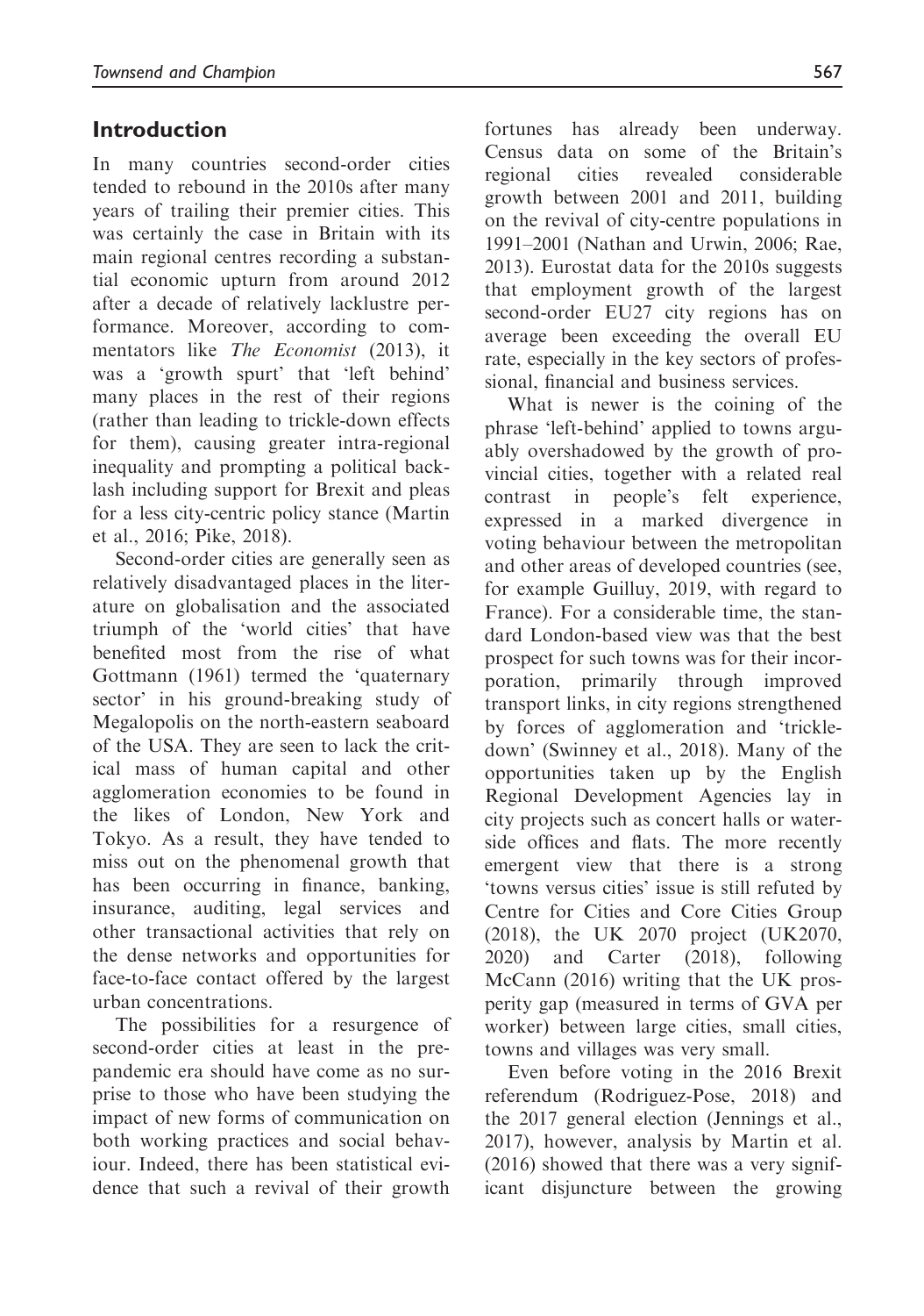## Introduction

In many countries second-order cities tended to rebound in the 2010s after many years of trailing their premier cities. This was certainly the case in Britain with its main regional centres recording a substantial economic upturn from around 2012 after a decade of relatively lacklustre performance. Moreover, according to commentators like *The Economist* (2013), it was a 'growth spurt' that 'left behind' many places in the rest of their regions (rather than leading to trickle-down effects for them), causing greater intra-regional inequality and prompting a political backlash including support for Brexit and pleas for a less city-centric policy stance (Martin et al., 2016; Pike, 2018).

Second-order cities are generally seen as relatively disadvantaged places in the literature on globalisation and the associated triumph of the 'world cities' that have benefited most from the rise of what Gottmann (1961) termed the 'quaternary sector' in his ground-breaking study of Megalopolis on the north-eastern seaboard of the USA. They are seen to lack the critical mass of human capital and other agglomeration economies to be found in the likes of London, New York and Tokyo. As a result, they have tended to miss out on the phenomenal growth that has been occurring in finance, banking, insurance, auditing, legal services and other transactional activities that rely on the dense networks and opportunities for face-to-face contact offered by the largest urban concentrations.

The possibilities for a resurgence of second-order cities at least in the pre-pandemic era should have come as no surprise to those who have been studying the impact of new forms of communication on both working practices and social behaviour. Indeed, there has been statistical evidence that such a revival of their growth fortunes has already been underway. Census data on some of the Britain's regional cities revealed considerable growth between 2001 and 2011, building on the revival of city-centre populations in 1991–2001 (Nathan and Urwin, 2006; Rae, 2013). Eurostat data for the 2010s suggests that employment growth of the largest second-order EU27 city regions has on average been exceeding the overall EU rate, especially in the key sectors of professional, financial and business services.

What is newer is the coining of the phrase 'left-behind' applied to towns arguably overshadowed by the growth of provincial cities, together with a related real contrast in people's felt experience, expressed in a marked divergence in voting behaviour between the metropolitan and other areas of developed countries (see, for example Guilluy, 2019, with regard to France). For a considerable time, the standard London-based view was that the best prospect for such towns was for their incorporation, primarily through improved transport links, in city regions strengthened by forces of agglomeration and 'trickle-down' (Swinney et al., 2018). Many of the opportunities taken up by the English Regional Development Agencies lay in city projects such as concert halls or waterside offices and flats. The more recently emergent view that there is a strong 'towns versus cities' issue is still refuted by Centre for Cities and Core Cities Group (2018), the UK 2070 project (UK2070, 2020) and Carter (2018), following McCann (2016) writing that the UK prosperity gap (measured in terms of GVA per worker) between large cities, small cities, towns and villages was very small.

Even before voting in the 2016 Brexit referendum (Rodriguez-Pose, 2018) and the 2017 general election (Jennings et al., 2017), however, analysis by Martin et al. (2016) showed that there was a very significant disjuncture between the growing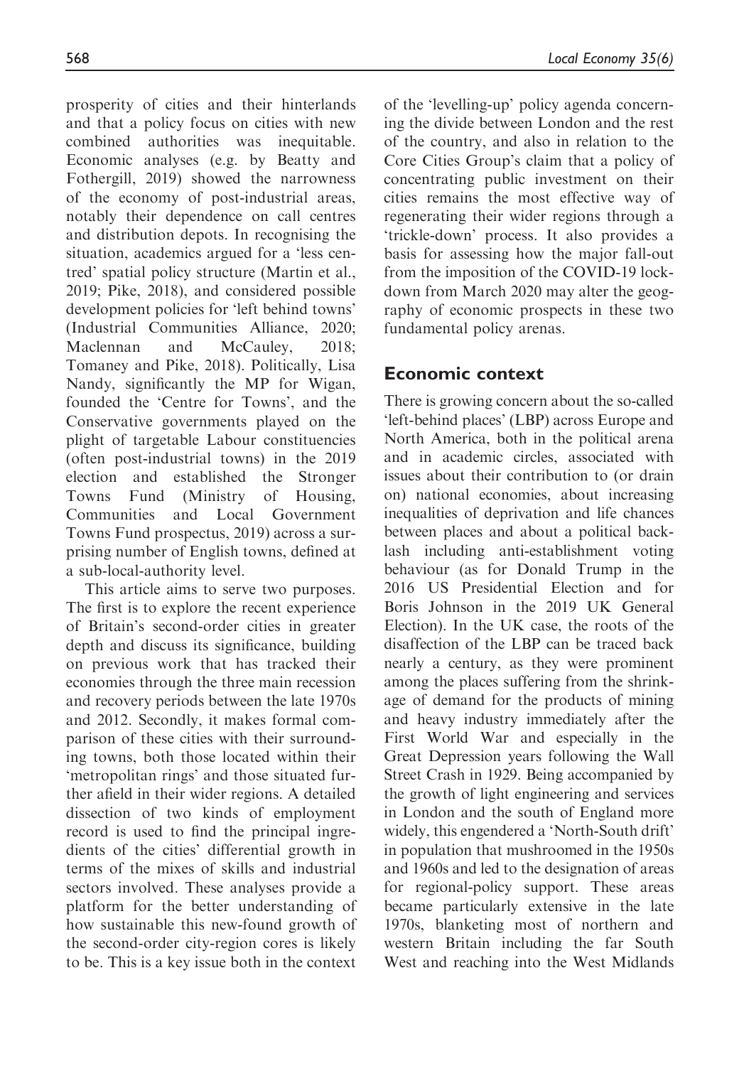prosperity of cities and their hinterlands and that a policy focus on cities with new combined authorities was inequitable. Economic analyses (e.g. by Beatty and Fothergill, 2019) showed the narrowness of the economy of post-industrial areas, notably their dependence on call centres and distribution depots. In recognising the situation, academics argued for a 'less centred' spatial policy structure (Martin et al., 2019; Pike, 2018), and considered possible development policies for 'left behind towns' (Industrial Communities Alliance, 2020; Maclennan and McCauley, 2018; Tomaney and Pike, 2018). Politically, Lisa Nandy, significantly the MP for Wigan, founded the 'Centre for Towns', and the Conservative governments played on the plight of targetable Labour constituencies (often post-industrial towns) in the 2019 election and established the Stronger Towns Fund (Ministry of Housing, Communities and Local Government Towns Fund prospectus, 2019) across a surprising number of English towns, defined at a sub-local-authority level.

This article aims to serve two purposes. The first is to explore the recent experience of Britain's second-order cities in greater depth and discuss its significance, building on previous work that has tracked their economies through the three main recession and recovery periods between the late 1970s and 2012. Secondly, it makes formal comparison of these cities with their surrounding towns, both those located within their 'metropolitan rings' and those situated further afield in their wider regions. A detailed dissection of two kinds of employment record is used to find the principal ingredients of the cities' differential growth in terms of the mixes of skills and industrial sectors involved. These analyses provide a platform for the better understanding of how sustainable this new-found growth of the second-order city-region cores is likely to be. This is a key issue both in the context of the 'levelling-up' policy agenda concerning the divide between London and the rest of the country, and also in relation to the Core Cities Group's claim that a policy of concentrating public investment on their cities remains the most effective way of regenerating their wider regions through a 'trickle-down' process. It also provides a basis for assessing how the major fall-out from the imposition of the COVID-19 lockdown from March 2020 may alter the geography of economic prospects in these two fundamental policy arenas.

## Economic context

There is growing concern about the so-called 'left-behind places' (LBP) across Europe and North America, both in the political arena and in academic circles, associated with issues about their contribution to (or drain on) national economies, about increasing inequalities of deprivation and life chances between places and about a political backlash including anti-establishment voting behaviour (as for Donald Trump in the 2016 US Presidential Election and for Boris Johnson in the 2019 UK General Election). In the UK case, the roots of the disaffection of the LBP can be traced back nearly a century, as they were prominent among the places suffering from the shrinkage of demand for the products of mining and heavy industry immediately after the First World War and especially in the Great Depression years following the Wall Street Crash in 1929. Being accompanied by the growth of light engineering and services in London and the south of England more widely, this engendered a 'North-South drift' in population that mushroomed in the 1950s and 1960s and led to the designation of areas for regional-policy support. These areas became particularly extensive in the late 1970s, blanketing most of northern and western Britain including the far South West and reaching into the West Midlands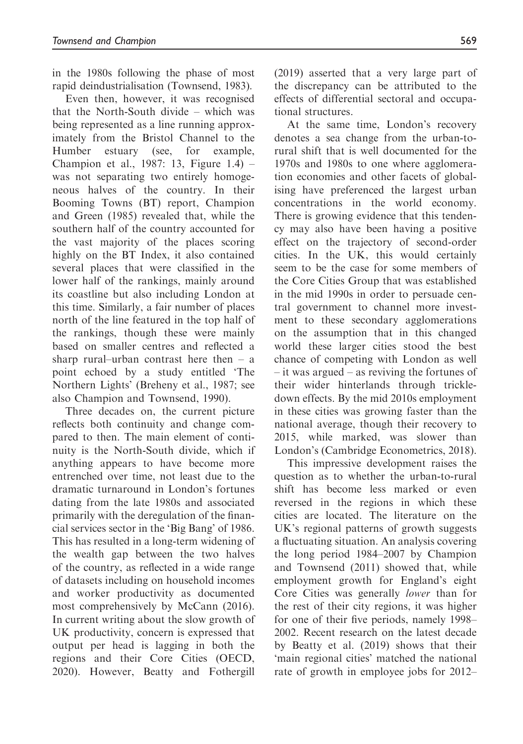in the 1980s following the phase of most rapid deindustrialisation (Townsend, 1983).

Even then, however, it was recognised that the North-South divide – which was being represented as a line running approximately from the Bristol Channel to the Humber estuary (see, for example, Champion et al., 1987: 13, Figure 1.4) – was not separating two entirely homogeneous halves of the country. In their Booming Towns (BT) report, Champion and Green (1985) revealed that, while the southern half of the country accounted for the vast majority of the places scoring highly on the BT Index, it also contained several places that were classified in the lower half of the rankings, mainly around its coastline but also including London at this time. Similarly, a fair number of places north of the line featured in the top half of the rankings, though these were mainly based on smaller centres and reflected a sharp rural–urban contrast here then – a point echoed by a study entitled 'The Northern Lights' (Breheny et al., 1987; see also Champion and Townsend, 1990).

Three decades on, the current picture reflects both continuity and change compared to then. The main element of continuity is the North-South divide, which if anything appears to have become more entrenched over time, not least due to the dramatic turnaround in London's fortunes dating from the late 1980s and associated primarily with the deregulation of the financial services sector in the 'Big Bang' of 1986. This has resulted in a long-term widening of the wealth gap between the two halves of the country, as reflected in a wide range of datasets including on household incomes and worker productivity as documented most comprehensively by McCann (2016). In current writing about the slow growth of UK productivity, concern is expressed that output per head is lagging in both the regions and their Core Cities (OECD, 2020). However, Beatty and Fothergill (2019) asserted that a very large part of the discrepancy can be attributed to the effects of differential sectoral and occupational structures.

At the same time, London's recovery denotes a sea change from the urban-to-rural shift that is well documented for the 1970s and 1980s to one where agglomeration economies and other facets of globalising have preferenced the largest urban concentrations in the world economy. There is growing evidence that this tendency may also have been having a positive effect on the trajectory of second-order cities. In the UK, this would certainly seem to be the case for some members of the Core Cities Group that was established in the mid 1990s in order to persuade central government to channel more investment to these secondary agglomerations on the assumption that in this changed world these larger cities stood the best chance of competing with London as well – it was argued – as reviving the fortunes of their wider hinterlands through trickle-down effects. By the mid 2010s employment in these cities was growing faster than the national average, though their recovery to 2015, while marked, was slower than London's (Cambridge Econometrics, 2018).

This impressive development raises the question as to whether the urban-to-rural shift has become less marked or even reversed in the regions in which these cities are located. The literature on the UK's regional patterns of growth suggests a fluctuating situation. An analysis covering the long period 1984–2007 by Champion and Townsend (2011) showed that, while employment growth for England's eight Core Cities was generally *lower* than for the rest of their city regions, it was higher for one of their five periods, namely 1998–2002. Recent research on the latest decade by Beatty et al. (2019) shows that their 'main regional cities' matched the national rate of growth in employee jobs for 2012–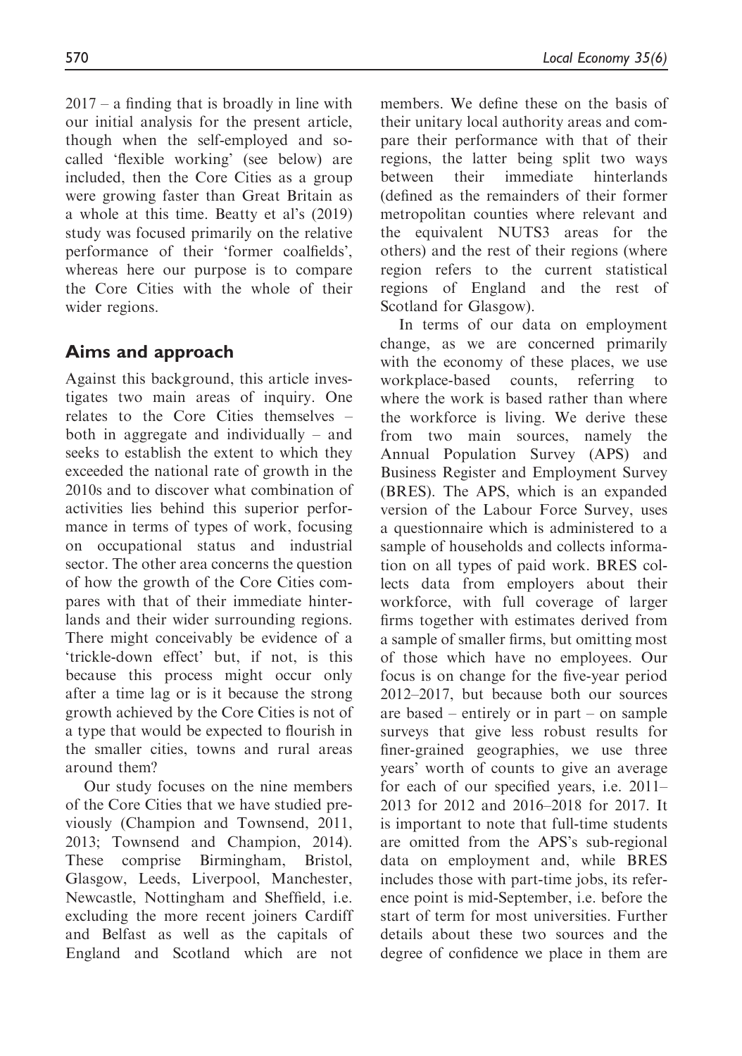2017 – a finding that is broadly in line with our initial analysis for the present article, though when the self-employed and so-called 'flexible working' (see below) are included, then the Core Cities as a group were growing faster than Great Britain as a whole at this time. Beatty et al's (2019) study was focused primarily on the relative performance of their 'former coalfields', whereas here our purpose is to compare the Core Cities with the whole of their wider regions.

## Aims and approach

Against this background, this article investigates two main areas of inquiry. One relates to the Core Cities themselves – both in aggregate and individually – and seeks to establish the extent to which they exceeded the national rate of growth in the 2010s and to discover what combination of activities lies behind this superior performance in terms of types of work, focusing on occupational status and industrial sector. The other area concerns the question of how the growth of the Core Cities compares with that of their immediate hinterlands and their wider surrounding regions. There might conceivably be evidence of a 'trickle-down effect' but, if not, is this because this process might occur only after a time lag or is it because the strong growth achieved by the Core Cities is not of a type that would be expected to flourish in the smaller cities, towns and rural areas around them?

Our study focuses on the nine members of the Core Cities that we have studied previously (Champion and Townsend, 2011, 2013; Townsend and Champion, 2014). These comprise Birmingham, Bristol, Glasgow, Leeds, Liverpool, Manchester, Newcastle, Nottingham and Sheffield, i.e. excluding the more recent joiners Cardiff and Belfast as well as the capitals of England and Scotland which are not members. We define these on the basis of their unitary local authority areas and compare their performance with that of their regions, the latter being split two ways between their immediate hinterlands (defined as the remainders of their former metropolitan counties where relevant and the equivalent NUTS3 areas for the others) and the rest of their regions (where region refers to the current statistical regions of England and the rest of Scotland for Glasgow).

In terms of our data on employment change, as we are concerned primarily with the economy of these places, we use workplace-based counts, referring to where the work is based rather than where the workforce is living. We derive these from two main sources, namely the Annual Population Survey (APS) and Business Register and Employment Survey (BRES). The APS, which is an expanded version of the Labour Force Survey, uses a questionnaire which is administered to a sample of households and collects information on all types of paid work. BRES collects data from employers about their workforce, with full coverage of larger firms together with estimates derived from a sample of smaller firms, but omitting most of those which have no employees. Our focus is on change for the five-year period 2012–2017, but because both our sources are based – entirely or in part – on sample surveys that give less robust results for finer-grained geographies, we use three years' worth of counts to give an average for each of our specified years, i.e. 2011–2013 for 2012 and 2016–2018 for 2017. It is important to note that full-time students are omitted from the APS's sub-regional data on employment and, while BRES includes those with part-time jobs, its reference point is mid-September, i.e. before the start of term for most universities. Further details about these two sources and the degree of confidence we place in them are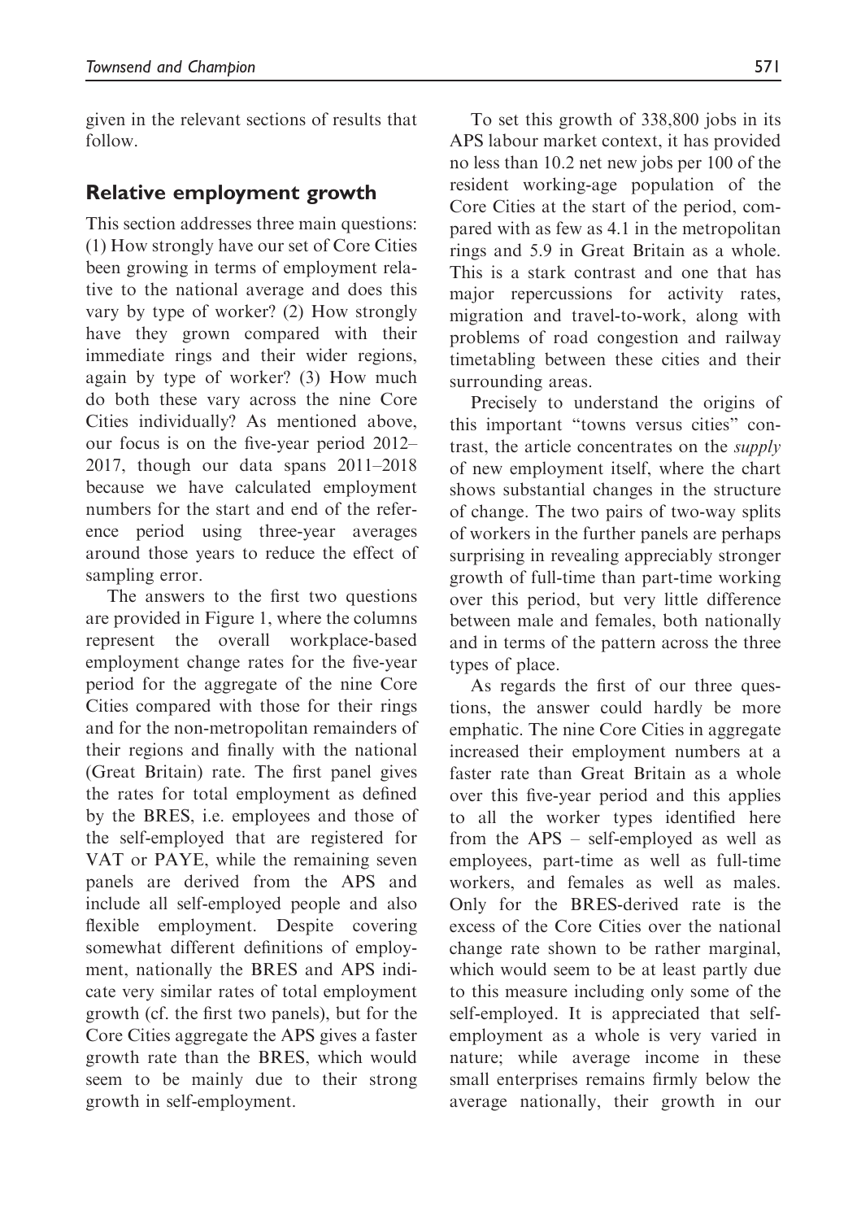given in the relevant sections of results that follow.

## Relative employment growth

This section addresses three main questions: (1) How strongly have our set of Core Cities been growing in terms of employment relative to the national average and does this vary by type of worker? (2) How strongly have they grown compared with their immediate rings and their wider regions, again by type of worker? (3) How much do both these vary across the nine Core Cities individually? As mentioned above, our focus is on the five-year period 2012–2017, though our data spans 2011–2018 because we have calculated employment numbers for the start and end of the reference period using three-year averages around those years to reduce the effect of sampling error.

The answers to the first two questions are provided in Figure 1, where the columns represent the overall workplace-based employment change rates for the five-year period for the aggregate of the nine Core Cities compared with those for their rings and for the non-metropolitan remainders of their regions and finally with the national (Great Britain) rate. The first panel gives the rates for total employment as defined by the BRES, i.e. employees and those of the self-employed that are registered for VAT or PAYE, while the remaining seven panels are derived from the APS and include all self-employed people and also flexible employment. Despite covering somewhat different definitions of employment, nationally the BRES and APS indicate very similar rates of total employment growth (cf. the first two panels), but for the Core Cities aggregate the APS gives a faster growth rate than the BRES, which would seem to be mainly due to their strong growth in self-employment.

To set this growth of 338,800 jobs in its APS labour market context, it has provided no less than 10.2 net new jobs per 100 of the resident working-age population of the Core Cities at the start of the period, compared with as few as 4.1 in the metropolitan rings and 5.9 in Great Britain as a whole. This is a stark contrast and one that has major repercussions for activity rates, migration and travel-to-work, along with problems of road congestion and railway timetabling between these cities and their surrounding areas.

Precisely to understand the origins of this important "towns versus cities" contrast, the article concentrates on the *supply* of new employment itself, where the chart shows substantial changes in the structure of change. The two pairs of two-way splits of workers in the further panels are perhaps surprising in revealing appreciably stronger growth of full-time than part-time working over this period, but very little difference between male and females, both nationally and in terms of the pattern across the three types of place.

As regards the first of our three questions, the answer could hardly be more emphatic. The nine Core Cities in aggregate increased their employment numbers at a faster rate than Great Britain as a whole over this five-year period and this applies to all the worker types identified here from the APS – self-employed as well as employees, part-time as well as full-time workers, and females as well as males. Only for the BRES-derived rate is the excess of the Core Cities over the national change rate shown to be rather marginal, which would seem to be at least partly due to this measure including only some of the self-employed. It is appreciated that self-employment as a whole is very varied in nature; while average income in these small enterprises remains firmly below the average nationally, their growth in our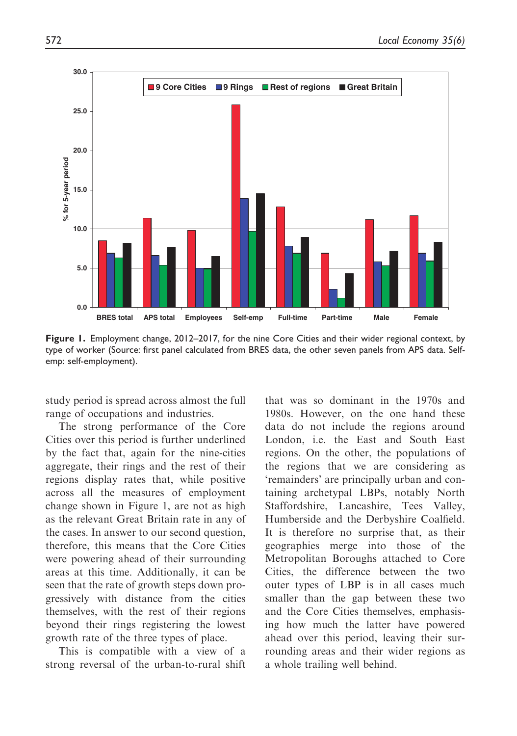30.0
25.0
20.0
15.0
10.0
5.0
0.0

% for 5-year period

9 Core Cities | 9 Rings | Rest of regions | Great Britain

BRES total | APS total | Employees | Self-emp | Full-time | Part-time | Male | Female

**Figure 1.** Employment change, 2012–2017, for the nine Core Cities and their wider regional context, by type of worker (Source: first panel calculated from BRES data, the other seven panels from APS data. Self-emp: self-employment).

study period is spread across almost the full range of occupations and industries.

The strong performance of the Core Cities over this period is further underlined by the fact that, again for the nine-cities aggregate, their rings and the rest of their regions display rates that, while positive across all the measures of employment change shown in Figure 1, are not as high as the relevant Great Britain rate in any of the cases. In answer to our second question, therefore, this means that the Core Cities were powering ahead of their surrounding areas at this time. Additionally, it can be seen that the rate of growth steps down progressively with distance from the cities themselves, with the rest of their regions beyond their rings registering the lowest growth rate of the three types of place.

This is compatible with a view of a strong reversal of the urban-to-rural shift that was so dominant in the 1970s and 1980s. However, on the one hand these data do not include the regions around London, i.e. the East and South East regions. On the other, the populations of the regions that we are considering as 'remainders' are principally urban and containing archetypal LBPs, notably North Staffordshire, Lancashire, Tees Valley, Humberside and the Derbyshire Coalfield. It is therefore no surprise that, as their geographies merge into those of the Metropolitan Boroughs attached to Core Cities, the difference between the two outer types of LBP is in all cases much smaller than the gap between these two and the Core Cities themselves, emphasising how much the latter have powered ahead over this period, leaving their surrounding areas and their wider regions as a whole trailing well behind.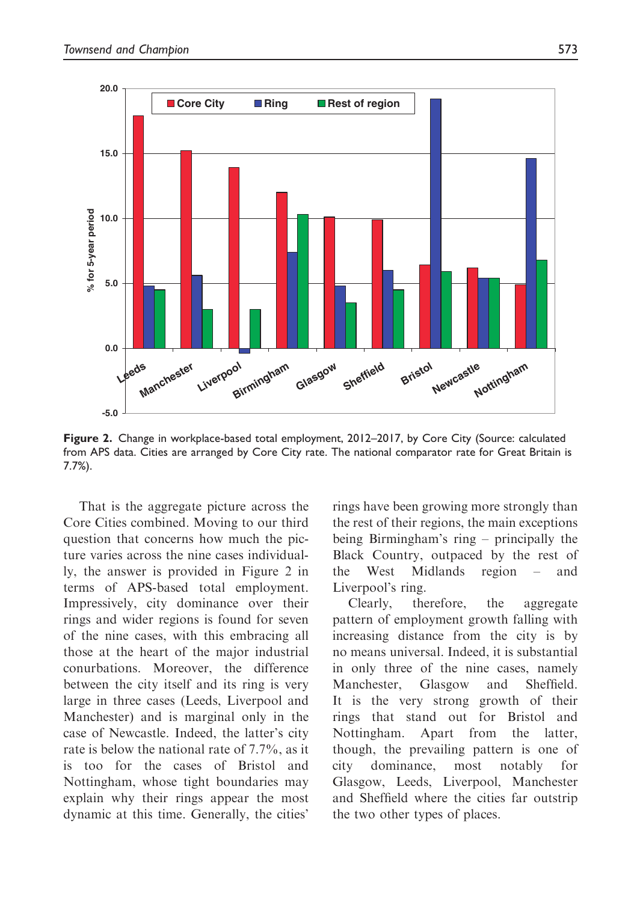20.0

15.0

10.0

5.0

0.0

-5.0

% for 5-year period

Core City

Ring

Rest of region

Leeds

Manchester

Liverpool

Birmingham

Glasgow

Sheffield

Bristol

Newcastle

Nottingham

**Figure 2.** Change in workplace-based total employment, 2012–2017, by Core City (Source: calculated from APS data. Cities are arranged by Core City rate. The national comparator rate for Great Britain is 7.7%).

That is the aggregate picture across the Core Cities combined. Moving to our third question that concerns how much the picture varies across the nine cases individually, the answer is provided in Figure 2 in terms of APS-based total employment. Impressively, city dominance over their rings and wider regions is found for seven of the nine cases, with this embracing all those at the heart of the major industrial conurbations. Moreover, the difference between the city itself and its ring is very large in three cases (Leeds, Liverpool and Manchester) and is marginal only in the case of Newcastle. Indeed, the latter's city rate is below the national rate of 7.7%, as it is too for the cases of Bristol and Nottingham, whose tight boundaries may explain why their rings appear the most dynamic at this time. Generally, the cities' rings have been growing more strongly than the rest of their regions, the main exceptions being Birmingham's ring – principally the Black Country, outpaced by the rest of the West Midlands region – and Liverpool's ring.

Clearly, therefore, the aggregate pattern of employment growth falling with increasing distance from the city is by no means universal. Indeed, it is substantial in only three of the nine cases, namely Manchester, Glasgow and Sheffield. It is the very strong growth of their rings that stand out for Bristol and Nottingham. Apart from the latter, though, the prevailing pattern is one of city dominance, most notably for Glasgow, Leeds, Liverpool, Manchester and Sheffield where the cities far outstrip the two other types of places.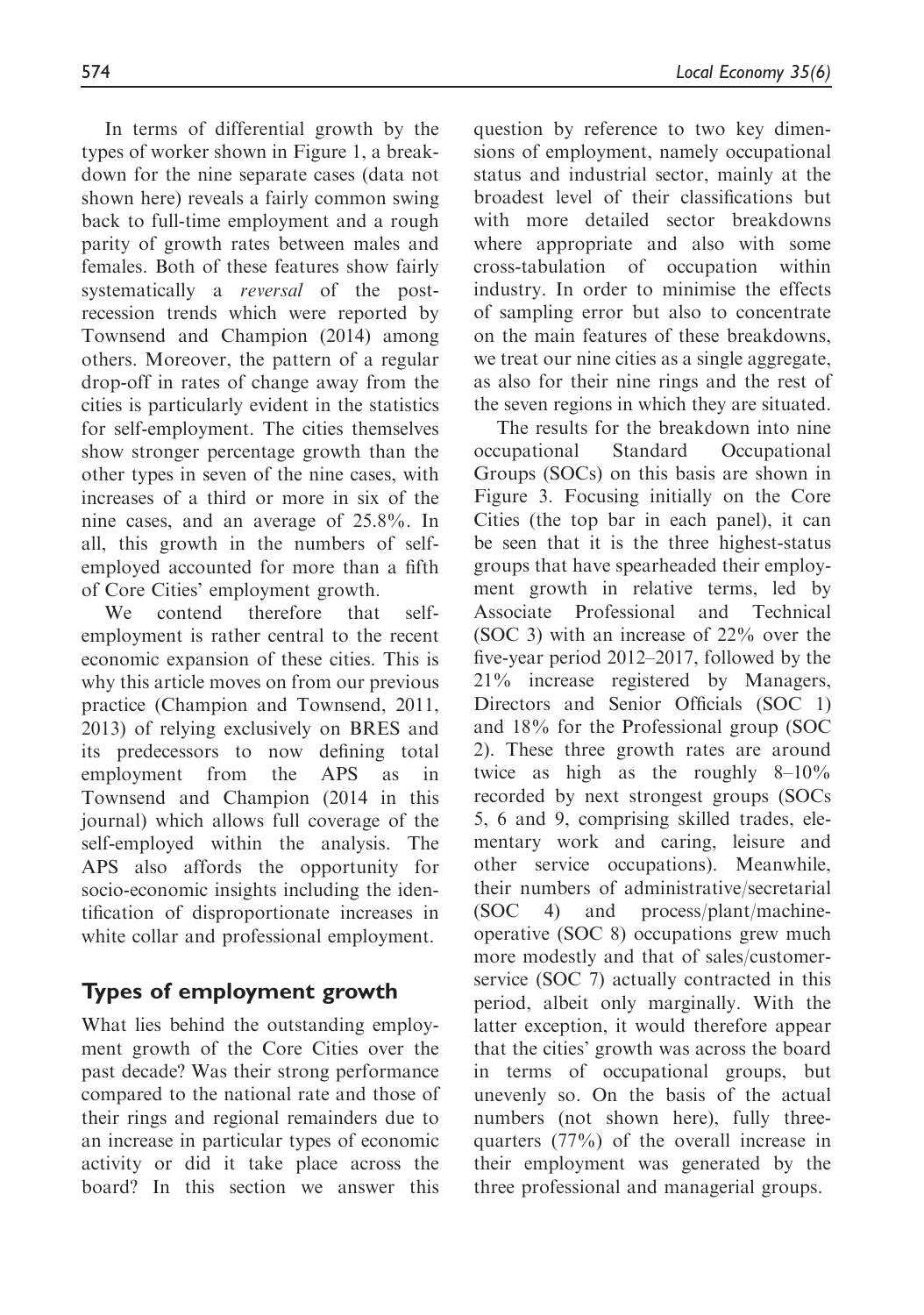In terms of differential growth by the types of worker shown in Figure 1, a breakdown for the nine separate cases (data not shown here) reveals a fairly common swing back to full-time employment and a rough parity of growth rates between males and females. Both of these features show fairly systematically a *reversal* of the post-recession trends which were reported by Townsend and Champion (2014) among others. Moreover, the pattern of a regular drop-off in rates of change away from the cities is particularly evident in the statistics for self-employment. The cities themselves show stronger percentage growth than the other types in seven of the nine cases, with increases of a third or more in six of the nine cases, and an average of 25.8%. In all, this growth in the numbers of self-employed accounted for more than a fifth of Core Cities' employment growth.

We contend therefore that self-employment is rather central to the recent economic expansion of these cities. This is why this article moves on from our previous practice (Champion and Townsend, 2011, 2013) of relying exclusively on BRES and its predecessors to now defining total employment from the APS as in Townsend and Champion (2014 in this journal) which allows full coverage of the self-employed within the analysis. The APS also affords the opportunity for socio-economic insights including the identification of disproportionate increases in white collar and professional employment.

## Types of employment growth

What lies behind the outstanding employment growth of the Core Cities over the past decade? Was their strong performance compared to the national rate and those of their rings and regional remainders due to an increase in particular types of economic activity or did it take place across the board? In this section we answer this question by reference to two key dimensions of employment, namely occupational status and industrial sector, mainly at the broadest level of their classifications but with more detailed sector breakdowns where appropriate and also with some cross-tabulation of occupation within industry. In order to minimise the effects of sampling error but also to concentrate on the main features of these breakdowns, we treat our nine cities as a single aggregate, as also for their nine rings and the rest of the seven regions in which they are situated.

The results for the breakdown into nine occupational Standard Occupational Groups (SOCs) on this basis are shown in Figure 3. Focusing initially on the Core Cities (the top bar in each panel), it can be seen that it is the three highest-status groups that have spearheaded their employment growth in relative terms, led by Associate Professional and Technical (SOC 3) with an increase of 22% over the five-year period 2012–2017, followed by the 21% increase registered by Managers, Directors and Senior Officials (SOC 1) and 18% for the Professional group (SOC 2). These three growth rates are around twice as high as the roughly 8–10% recorded by next strongest groups (SOCs 5, 6 and 9, comprising skilled trades, elementary work and caring, leisure and other service occupations). Meanwhile, their numbers of administrative/secretarial (SOC 4) and process/plant/machine-operative (SOC 8) occupations grew much more modestly and that of sales/customer-service (SOC 7) actually contracted in this period, albeit only marginally. With the latter exception, it would therefore appear that the cities' growth was across the board in terms of occupational groups, but unevenly so. On the basis of the actual numbers (not shown here), fully three-quarters (77%) of the overall increase in their employment was generated by the three professional and managerial groups.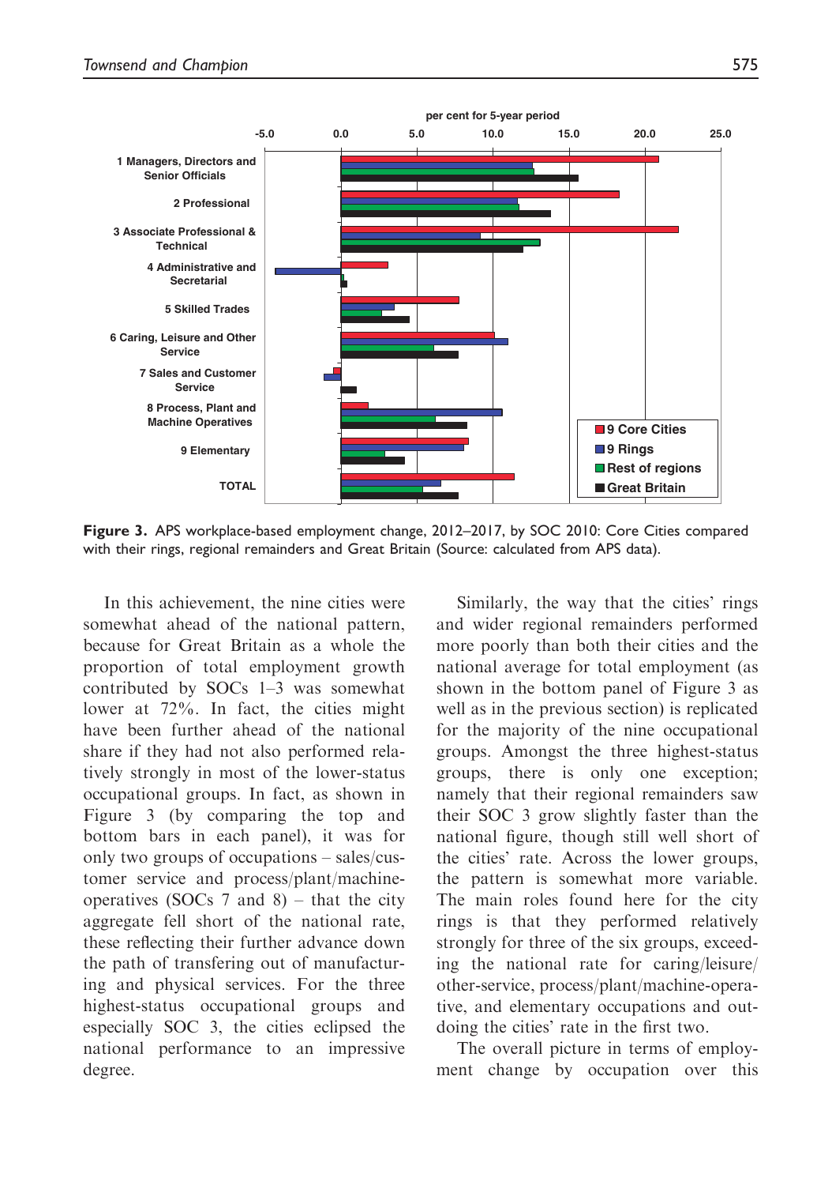per cent for 5-year period

-5.0 0.0 5.0 10.0 15.0 20.0 25.0

1 Managers, Directors and Senior Officials

2 Professional

3 Associate Professional & Technical

4 Administrative and Secretarial

5 Skilled Trades

6 Caring, Leisure and Other Service

7 Sales and Customer Service

8 Process, Plant and Machine Operatives

9 Elementary

TOTAL

9 Core Cities
9 Rings
Rest of regions
Great Britain

**Figure 3.** APS workplace-based employment change, 2012–2017, by SOC 2010: Core Cities compared with their rings, regional remainders and Great Britain (Source: calculated from APS data).

In this achievement, the nine cities were somewhat ahead of the national pattern, because for Great Britain as a whole the proportion of total employment growth contributed by SOCs 1–3 was somewhat lower at 72%. In fact, the cities might have been further ahead of the national share if they had not also performed relatively strongly in most of the lower-status occupational groups. In fact, as shown in Figure 3 (by comparing the top and bottom bars in each panel), it was for only two groups of occupations – sales/customer service and process/plant/machine-operatives (SOCs 7 and 8) – that the city aggregate fell short of the national rate, these reflecting their further advance down the path of transfering out of manufacturing and physical services. For the three highest-status occupational groups and especially SOC 3, the cities eclipsed the national performance to an impressive degree.

Similarly, the way that the cities' rings and wider regional remainders performed more poorly than both their cities and the national average for total employment (as shown in the bottom panel of Figure 3 as well as in the previous section) is replicated for the majority of the nine occupational groups. Amongst the three highest-status groups, there is only one exception; namely that their regional remainders saw their SOC 3 grow slightly faster than the national figure, though still well short of the cities' rate. Across the lower groups, the pattern is somewhat more variable. The main roles found here for the city rings is that they performed relatively strongly for three of the six groups, exceeding the national rate for caring/leisure/other-service, process/plant/machine-operative, and elementary occupations and outdoing the cities' rate in the first two.

The overall picture in terms of employment change by occupation over this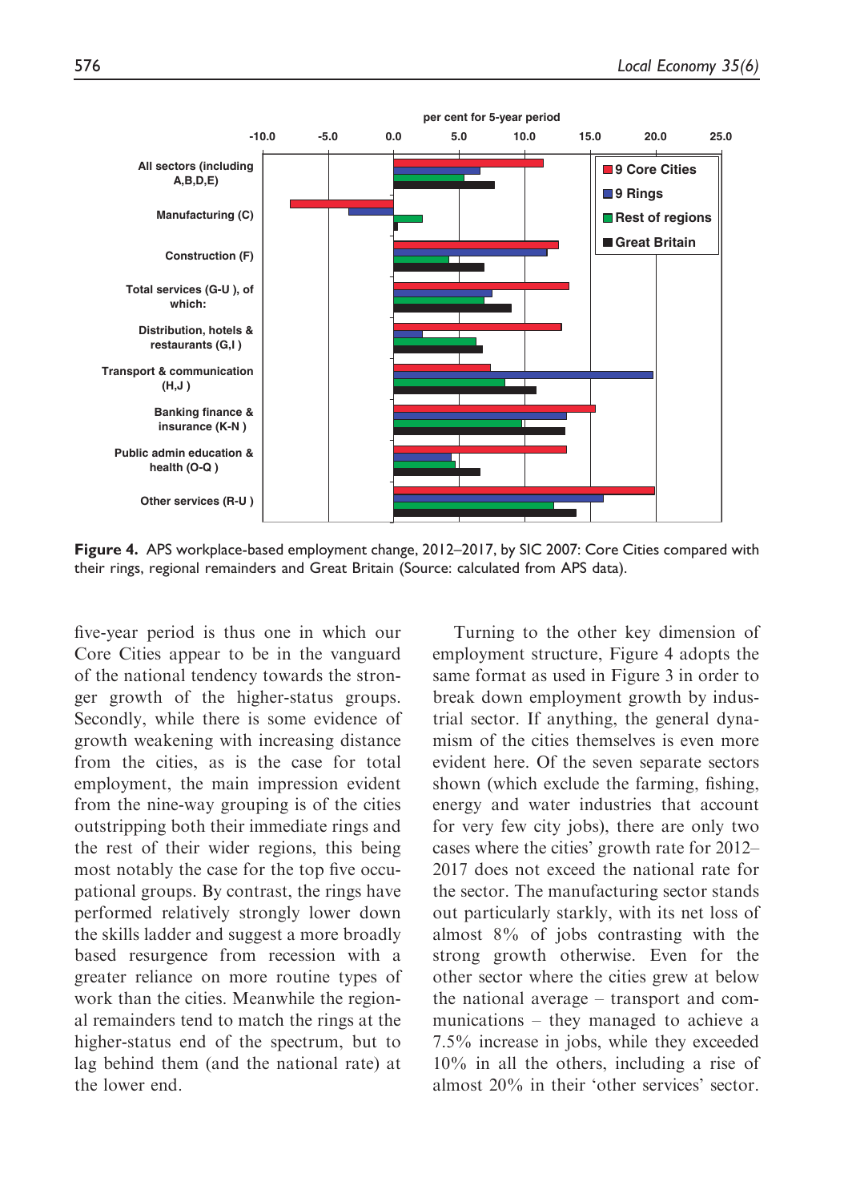per cent for 5-year period

-10.0 -5.0 0.0 5.0 10.0 15.0 20.0 25.0

All sectors (including A,B,D,E)

Manufacturing (C)

Construction (F)

Total services (G-U ), of which:

Distribution, hotels & restaurants (G,I )

Transport & communication (H,J )

Banking finance & insurance (K-N )

Public admin education & health (O-Q )

Other services (R-U )

9 Core Cities

9 Rings

Rest of regions

Great Britain

**Figure 4.** APS workplace-based employment change, 2012–2017, by SIC 2007: Core Cities compared with their rings, regional remainders and Great Britain (Source: calculated from APS data).

five-year period is thus one in which our Core Cities appear to be in the vanguard of the national tendency towards the stronger growth of the higher-status groups. Secondly, while there is some evidence of growth weakening with increasing distance from the cities, as is the case for total employment, the main impression evident from the nine-way grouping is of the cities outstripping both their immediate rings and the rest of their wider regions, this being most notably the case for the top five occupational groups. By contrast, the rings have performed relatively strongly lower down the skills ladder and suggest a more broadly based resurgence from recession with a greater reliance on more routine types of work than the cities. Meanwhile the regional remainders tend to match the rings at the higher-status end of the spectrum, but to lag behind them (and the national rate) at the lower end.

Turning to the other key dimension of employment structure, Figure 4 adopts the same format as used in Figure 3 in order to break down employment growth by industrial sector. If anything, the general dynamism of the cities themselves is even more evident here. Of the seven separate sectors shown (which exclude the farming, fishing, energy and water industries that account for very few city jobs), there are only two cases where the cities' growth rate for 2012–2017 does not exceed the national rate for the sector. The manufacturing sector stands out particularly starkly, with its net loss of almost 8% of jobs contrasting with the strong growth otherwise. Even for the other sector where the cities grew at below the national average – transport and communications – they managed to achieve a 7.5% increase in jobs, while they exceeded 10% in all the others, including a rise of almost 20% in their 'other services' sector.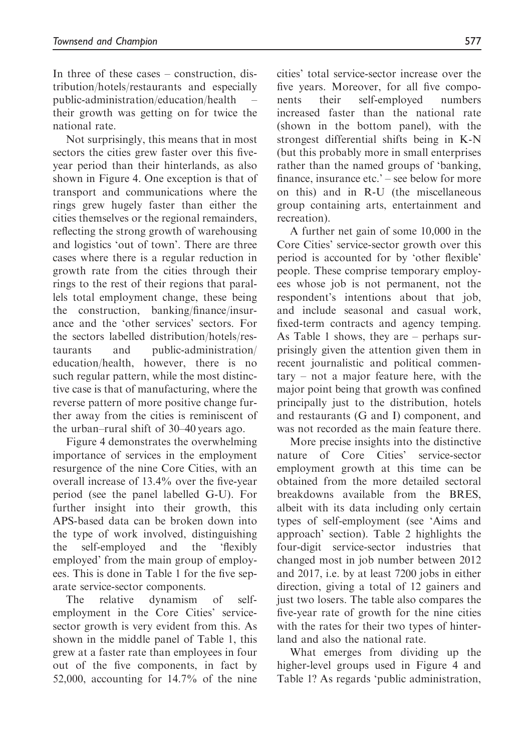In three of these cases – construction, distribution/hotels/restaurants and especially public-administration/education/health – their growth was getting on for twice the national rate.

Not surprisingly, this means that in most sectors the cities grew faster over this five-year period than their hinterlands, as also shown in Figure 4. One exception is that of transport and communications where the rings grew hugely faster than either the cities themselves or the regional remainders, reflecting the strong growth of warehousing and logistics 'out of town'. There are three cases where there is a regular reduction in growth rate from the cities through their rings to the rest of their regions that parallels total employment change, these being the construction, banking/finance/insurance and the 'other services' sectors. For the sectors labelled distribution/hotels/restaurants and public-administration/education/health, however, there is no such regular pattern, while the most distinctive case is that of manufacturing, where the reverse pattern of more positive change further away from the cities is reminiscent of the urban–rural shift of 30–40 years ago.

Figure 4 demonstrates the overwhelming importance of services in the employment resurgence of the nine Core Cities, with an overall increase of 13.4% over the five-year period (see the panel labelled G-U). For further insight into their growth, this APS-based data can be broken down into the type of work involved, distinguishing the self-employed and the 'flexibly employed' from the main group of employees. This is done in Table 1 for the five separate service-sector components.

The relative dynamism of self-employment in the Core Cities' service-sector growth is very evident from this. As shown in the middle panel of Table 1, this grew at a faster rate than employees in four out of the five components, in fact by 52,000, accounting for 14.7% of the nine cities' total service-sector increase over the five years. Moreover, for all five components their self-employed numbers increased faster than the national rate (shown in the bottom panel), with the strongest differential shifts being in K-N (but this probably more in small enterprises rather than the named groups of 'banking, finance, insurance etc.' – see below for more on this) and in R-U (the miscellaneous group containing arts, entertainment and recreation).

A further net gain of some 10,000 in the Core Cities' service-sector growth over this period is accounted for by 'other flexible' people. These comprise temporary employees whose job is not permanent, not the respondent's intentions about that job, and include seasonal and casual work, fixed-term contracts and agency temping. As Table 1 shows, they are – perhaps surprisingly given the attention given them in recent journalistic and political commentary – not a major feature here, with the major point being that growth was confined principally just to the distribution, hotels and restaurants (G and I) component, and was not recorded as the main feature there.

More precise insights into the distinctive nature of Core Cities' service-sector employment growth at this time can be obtained from the more detailed sectoral breakdowns available from the BRES, albeit with its data including only certain types of self-employment (see 'Aims and approach' section). Table 2 highlights the four-digit service-sector industries that changed most in job number between 2012 and 2017, i.e. by at least 7200 jobs in either direction, giving a total of 12 gainers and just two losers. The table also compares the five-year rate of growth for the nine cities with the rates for their two types of hinterland and also the national rate.

What emerges from dividing up the higher-level groups used in Figure 4 and Table 1? As regards 'public administration,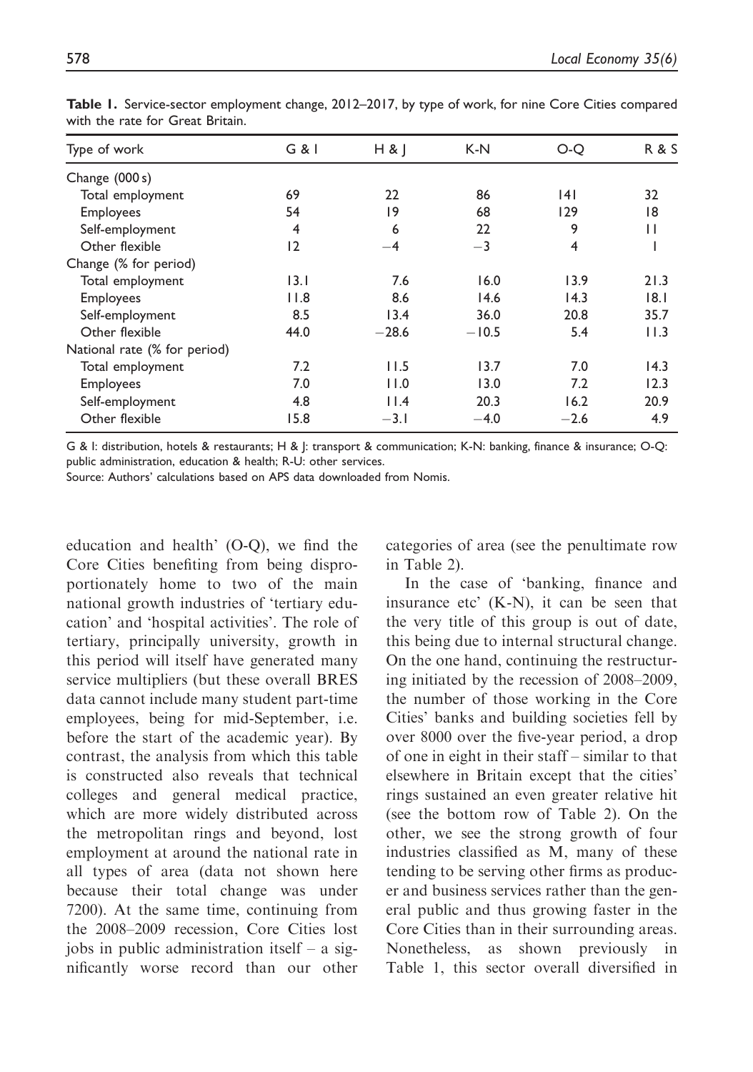**Table 1.** Service-sector employment change, 2012–2017, by type of work, for nine Core Cities compared with the rate for Great Britain.

| Type of work | G & I | H & J | K-N | O-Q | R & S |
|---|---|---|---|---|---|
| Change (000 s) | | | | | |
| Total employment | 69 | 22 | 86 | 141 | 32 |
| Employees | 54 | 19 | 68 | 129 | 18 |
| Self-employment | 4 | 6 | 22 | 9 | 11 |
| Other flexible | 12 | −4 | −3 | 4 | 1 |
| Change (% for period) | | | | | |
| Total employment | 13.1 | 7.6 | 16.0 | 13.9 | 21.3 |
| Employees | 11.8 | 8.6 | 14.6 | 14.3 | 18.1 |
| Self-employment | 8.5 | 13.4 | 36.0 | 20.8 | 35.7 |
| Other flexible | 44.0 | −28.6 | −10.5 | 5.4 | 11.3 |
| National rate (% for period) | | | | | |
| Total employment | 7.2 | 11.5 | 13.7 | 7.0 | 14.3 |
| Employees | 7.0 | 11.0 | 13.0 | 7.2 | 12.3 |
| Self-employment | 4.8 | 11.4 | 20.3 | 16.2 | 20.9 |
| Other flexible | 15.8 | −3.1 | −4.0 | −2.6 | 4.9 |

G & I: distribution, hotels & restaurants; H & J: transport & communication; K-N: banking, finance & insurance; O-Q: public administration, education & health; R-U: other services.
Source: Authors' calculations based on APS data downloaded from Nomis.

education and health' (O-Q), we find the Core Cities benefiting from being disproportionately home to two of the main national growth industries of 'tertiary education' and 'hospital activities'. The role of tertiary, principally university, growth in this period will itself have generated many service multipliers (but these overall BRES data cannot include many student part-time employees, being for mid-September, i.e. before the start of the academic year). By contrast, the analysis from which this table is constructed also reveals that technical colleges and general medical practice, which are more widely distributed across the metropolitan rings and beyond, lost employment at around the national rate in all types of area (data not shown here because their total change was under 7200). At the same time, continuing from the 2008–2009 recession, Core Cities lost jobs in public administration itself – a significantly worse record than our other categories of area (see the penultimate row in Table 2).

In the case of 'banking, finance and insurance etc' (K-N), it can be seen that the very title of this group is out of date, this being due to internal structural change. On the one hand, continuing the restructuring initiated by the recession of 2008–2009, the number of those working in the Core Cities' banks and building societies fell by over 8000 over the five-year period, a drop of one in eight in their staff – similar to that elsewhere in Britain except that the cities' rings sustained an even greater relative hit (see the bottom row of Table 2). On the other, we see the strong growth of four industries classified as M, many of these tending to be serving other firms as producer and business services rather than the general public and thus growing faster in the Core Cities than in their surrounding areas. Nonetheless, as shown previously in Table 1, this sector overall diversified in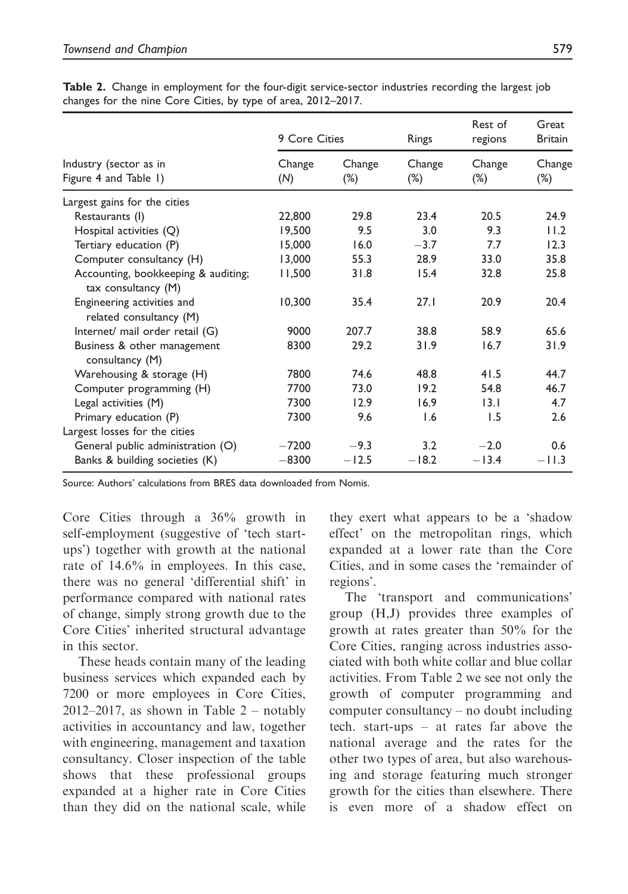**Table 2.** Change in employment for the four-digit service-sector industries recording the largest job changes for the nine Core Cities, by type of area, 2012–2017.

| Industry (sector as in Figure 4 and Table 1) | 9 Core Cities Change (N) | 9 Core Cities Change (%) | Rings Change (%) | Rest of regions Change (%) | Great Britain Change (%) |
|---|---|---|---|---|---|
| Largest gains for the cities | | | | | |
| Restaurants (I) | 22,800 | 29.8 | 23.4 | 20.5 | 24.9 |
| Hospital activities (Q) | 19,500 | 9.5 | 3.0 | 9.3 | 11.2 |
| Tertiary education (P) | 15,000 | 16.0 | −3.7 | 7.7 | 12.3 |
| Computer consultancy (H) | 13,000 | 55.3 | 28.9 | 33.0 | 35.8 |
| Accounting, bookkeeping & auditing; tax consultancy (M) | 11,500 | 31.8 | 15.4 | 32.8 | 25.8 |
| Engineering activities and related consultancy (M) | 10,300 | 35.4 | 27.1 | 20.9 | 20.4 |
| Internet/ mail order retail (G) | 9000 | 207.7 | 38.8 | 58.9 | 65.6 |
| Business & other management consultancy (M) | 8300 | 29.2 | 31.9 | 16.7 | 31.9 |
| Warehousing & storage (H) | 7800 | 74.6 | 48.8 | 41.5 | 44.7 |
| Computer programming (H) | 7700 | 73.0 | 19.2 | 54.8 | 46.7 |
| Legal activities (M) | 7300 | 12.9 | 16.9 | 13.1 | 4.7 |
| Primary education (P) | 7300 | 9.6 | 1.6 | 1.5 | 2.6 |
| Largest losses for the cities | | | | | |
| General public administration (O) | −7200 | −9.3 | 3.2 | −2.0 | 0.6 |
| Banks & building societies (K) | −8300 | −12.5 | −18.2 | −13.4 | −11.3 |

Source: Authors' calculations from BRES data downloaded from Nomis.

Core Cities through a 36% growth in self-employment (suggestive of 'tech start-ups') together with growth at the national rate of 14.6% in employees. In this case, there was no general 'differential shift' in performance compared with national rates of change, simply strong growth due to the Core Cities' inherited structural advantage in this sector.

These heads contain many of the leading business services which expanded each by 7200 or more employees in Core Cities, 2012–2017, as shown in Table 2 – notably activities in accountancy and law, together with engineering, management and taxation consultancy. Closer inspection of the table shows that these professional groups expanded at a higher rate in Core Cities than they did on the national scale, while they exert what appears to be a 'shadow effect' on the metropolitan rings, which expanded at a lower rate than the Core Cities, and in some cases the 'remainder of regions'.

The 'transport and communications' group (H,J) provides three examples of growth at rates greater than 50% for the Core Cities, ranging across industries associated with both white collar and blue collar activities. From Table 2 we see not only the growth of computer programming and computer consultancy – no doubt including tech. start-ups – at rates far above the national average and the rates for the other two types of area, but also warehousing and storage featuring much stronger growth for the cities than elsewhere. There is even more of a shadow effect on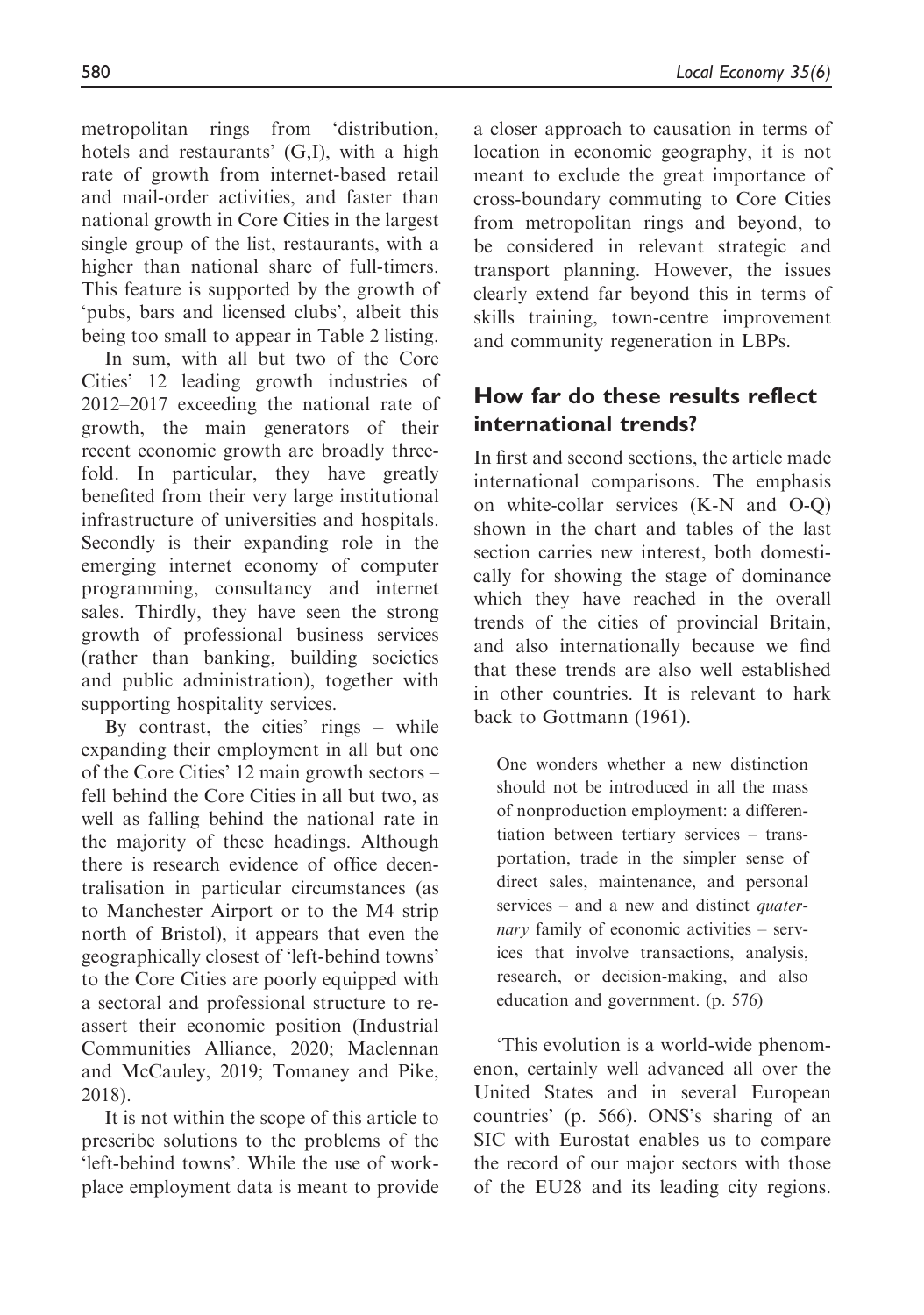metropolitan rings from 'distribution, hotels and restaurants' (G,I), with a high rate of growth from internet-based retail and mail-order activities, and faster than national growth in Core Cities in the largest single group of the list, restaurants, with a higher than national share of full-timers. This feature is supported by the growth of 'pubs, bars and licensed clubs', albeit this being too small to appear in Table 2 listing.

In sum, with all but two of the Core Cities' 12 leading growth industries of 2012–2017 exceeding the national rate of growth, the main generators of their recent economic growth are broadly three-fold. In particular, they have greatly benefited from their very large institutional infrastructure of universities and hospitals. Secondly is their expanding role in the emerging internet economy of computer programming, consultancy and internet sales. Thirdly, they have seen the strong growth of professional business services (rather than banking, building societies and public administration), together with supporting hospitality services.

By contrast, the cities' rings – while expanding their employment in all but one of the Core Cities' 12 main growth sectors – fell behind the Core Cities in all but two, as well as falling behind the national rate in the majority of these headings. Although there is research evidence of office decentralisation in particular circumstances (as to Manchester Airport or to the M4 strip north of Bristol), it appears that even the geographically closest of 'left-behind towns' to the Core Cities are poorly equipped with a sectoral and professional structure to re-assert their economic position (Industrial Communities Alliance, 2020; Maclennan and McCauley, 2019; Tomaney and Pike, 2018).

It is not within the scope of this article to prescribe solutions to the problems of the 'left-behind towns'. While the use of workplace employment data is meant to provide a closer approach to causation in terms of location in economic geography, it is not meant to exclude the great importance of cross-boundary commuting to Core Cities from metropolitan rings and beyond, to be considered in relevant strategic and transport planning. However, the issues clearly extend far beyond this in terms of skills training, town-centre improvement and community regeneration in LBPs.

## How far do these results reflect international trends?

In first and second sections, the article made international comparisons. The emphasis on white-collar services (K-N and O-Q) shown in the chart and tables of the last section carries new interest, both domestically for showing the stage of dominance which they have reached in the overall trends of the cities of provincial Britain, and also internationally because we find that these trends are also well established in other countries. It is relevant to hark back to Gottmann (1961).

> One wonders whether a new distinction should not be introduced in all the mass of nonproduction employment: a differentiation between tertiary services – transportation, trade in the simpler sense of direct sales, maintenance, and personal services – and a new and distinct *quaternary* family of economic activities – services that involve transactions, analysis, research, or decision-making, and also education and government. (p. 576)

'This evolution is a world-wide phenomenon, certainly well advanced all over the United States and in several European countries' (p. 566). ONS's sharing of an SIC with Eurostat enables us to compare the record of our major sectors with those of the EU28 and its leading city regions.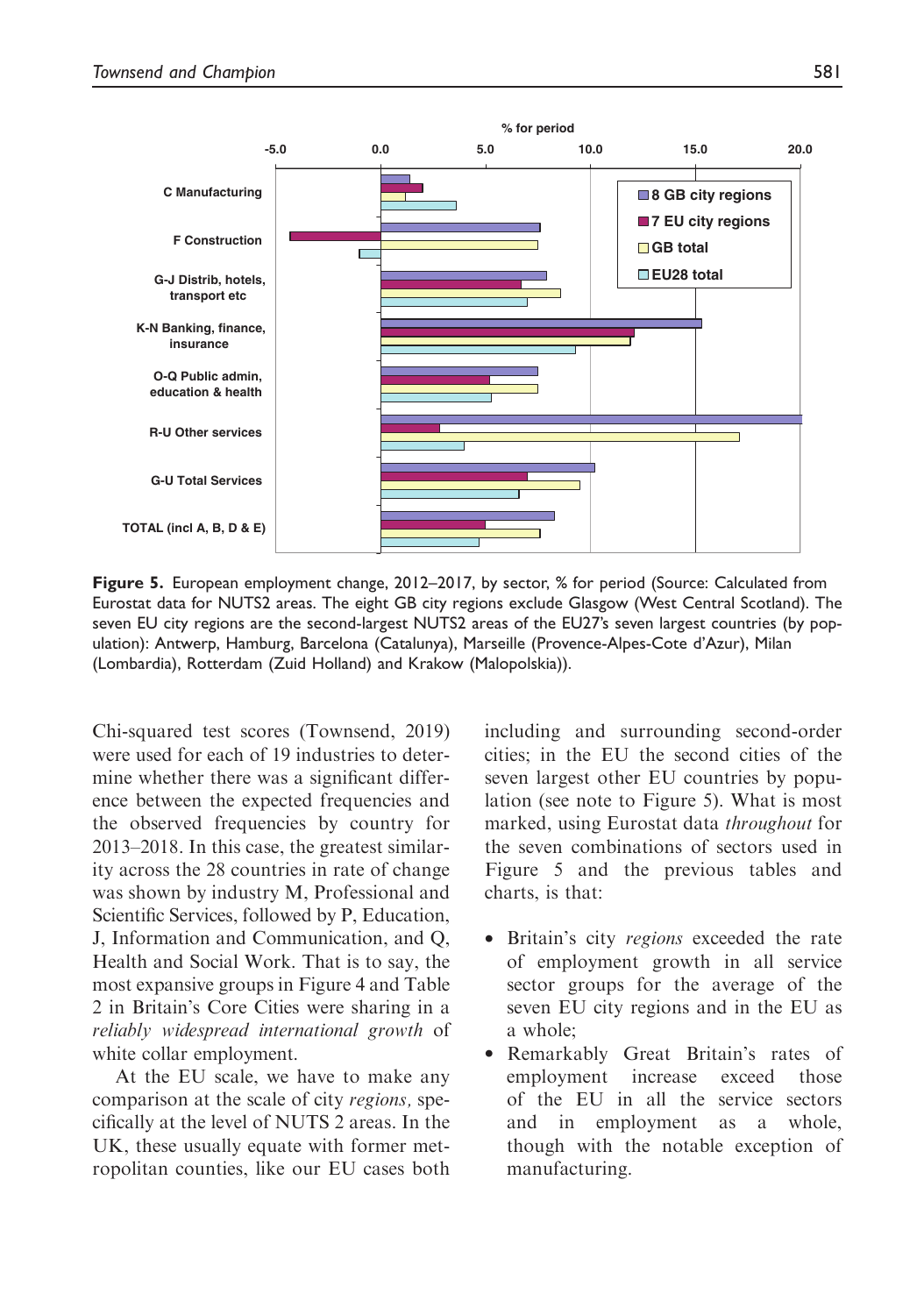% for period

-5.0 0.0 5.0 10.0 15.0 20.0

C Manufacturing

F Construction

G-J Distrib, hotels, transport etc

K-N Banking, finance, insurance

O-Q Public admin, education & health

R-U Other services

G-U Total Services

TOTAL (incl A, B, D & E)

8 GB city regions

7 EU city regions

GB total

EU28 total

**Figure 5.** European employment change, 2012–2017, by sector, % for period (Source: Calculated from Eurostat data for NUTS2 areas. The eight GB city regions exclude Glasgow (West Central Scotland). The seven EU city regions are the second-largest NUTS2 areas of the EU27's seven largest countries (by population): Antwerp, Hamburg, Barcelona (Catalunya), Marseille (Provence-Alpes-Cote d'Azur), Milan (Lombardia), Rotterdam (Zuid Holland) and Krakow (Malopolskia)).

Chi-squared test scores (Townsend, 2019) were used for each of 19 industries to determine whether there was a significant difference between the expected frequencies and the observed frequencies by country for 2013–2018. In this case, the greatest similarity across the 28 countries in rate of change was shown by industry M, Professional and Scientific Services, followed by P, Education, J, Information and Communication, and Q, Health and Social Work. That is to say, the most expansive groups in Figure 4 and Table 2 in Britain's Core Cities were sharing in a *reliably widespread international growth* of white collar employment.

At the EU scale, we have to make any comparison at the scale of city *regions*, specifically at the level of NUTS 2 areas. In the UK, these usually equate with former metropolitan counties, like our EU cases both including and surrounding second-order cities; in the EU the second cities of the seven largest other EU countries by population (see note to Figure 5). What is most marked, using Eurostat data *throughout* for the seven combinations of sectors used in Figure 5 and the previous tables and charts, is that:

- Britain's city *regions* exceeded the rate of employment growth in all service sector groups for the average of the seven EU city regions and in the EU as a whole;
- Remarkably Great Britain's rates of employment increase exceed those of the EU in all the service sectors and in employment as a whole, though with the notable exception of manufacturing.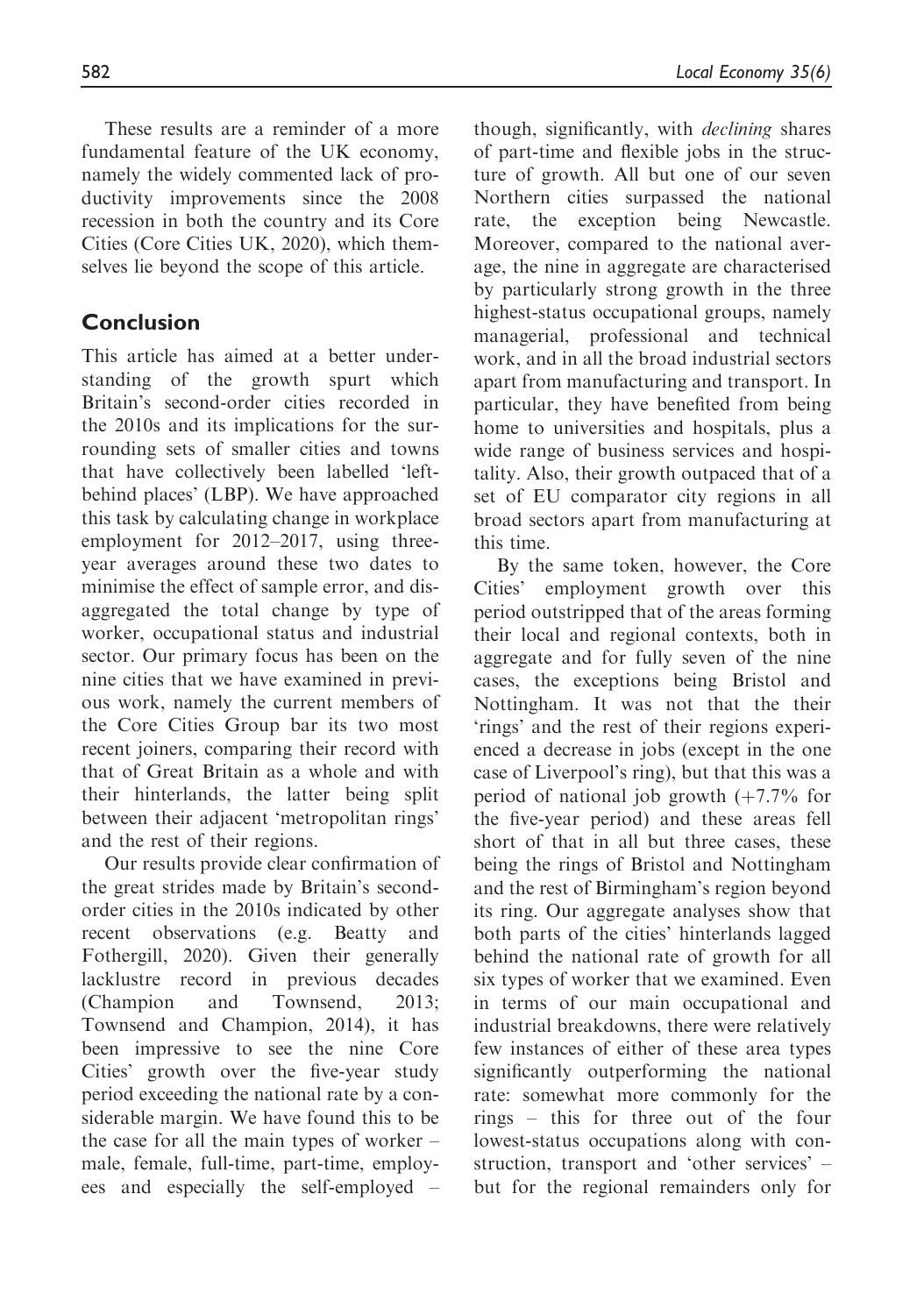These results are a reminder of a more fundamental feature of the UK economy, namely the widely commented lack of productivity improvements since the 2008 recession in both the country and its Core Cities (Core Cities UK, 2020), which themselves lie beyond the scope of this article.

## Conclusion

This article has aimed at a better understanding of the growth spurt which Britain's second-order cities recorded in the 2010s and its implications for the surrounding sets of smaller cities and towns that have collectively been labelled 'left-behind places' (LBP). We have approached this task by calculating change in workplace employment for 2012–2017, using three-year averages around these two dates to minimise the effect of sample error, and disaggregated the total change by type of worker, occupational status and industrial sector. Our primary focus has been on the nine cities that we have examined in previous work, namely the current members of the Core Cities Group bar its two most recent joiners, comparing their record with that of Great Britain as a whole and with their hinterlands, the latter being split between their adjacent 'metropolitan rings' and the rest of their regions.

Our results provide clear confirmation of the great strides made by Britain's second-order cities in the 2010s indicated by other recent observations (e.g. Beatty and Fothergill, 2020). Given their generally lacklustre record in previous decades (Champion and Townsend, 2013; Townsend and Champion, 2014), it has been impressive to see the nine Core Cities' growth over the five-year study period exceeding the national rate by a considerable margin. We have found this to be the case for all the main types of worker – male, female, full-time, part-time, employees and especially the self-employed – though, significantly, with *declining* shares of part-time and flexible jobs in the structure of growth. All but one of our seven Northern cities surpassed the national rate, the exception being Newcastle. Moreover, compared to the national average, the nine in aggregate are characterised by particularly strong growth in the three highest-status occupational groups, namely managerial, professional and technical work, and in all the broad industrial sectors apart from manufacturing and transport. In particular, they have benefited from being home to universities and hospitals, plus a wide range of business services and hospitality. Also, their growth outpaced that of a set of EU comparator city regions in all broad sectors apart from manufacturing at this time.

By the same token, however, the Core Cities' employment growth over this period outstripped that of the areas forming their local and regional contexts, both in aggregate and for fully seven of the nine cases, the exceptions being Bristol and Nottingham. It was not that the their 'rings' and the rest of their regions experienced a decrease in jobs (except in the one case of Liverpool's ring), but that this was a period of national job growth (+7.7% for the five-year period) and these areas fell short of that in all but three cases, these being the rings of Bristol and Nottingham and the rest of Birmingham's region beyond its ring. Our aggregate analyses show that both parts of the cities' hinterlands lagged behind the national rate of growth for all six types of worker that we examined. Even in terms of our main occupational and industrial breakdowns, there were relatively few instances of either of these area types significantly outperforming the national rate: somewhat more commonly for the rings – this for three out of the four lowest-status occupations along with construction, transport and 'other services' – but for the regional remainders only for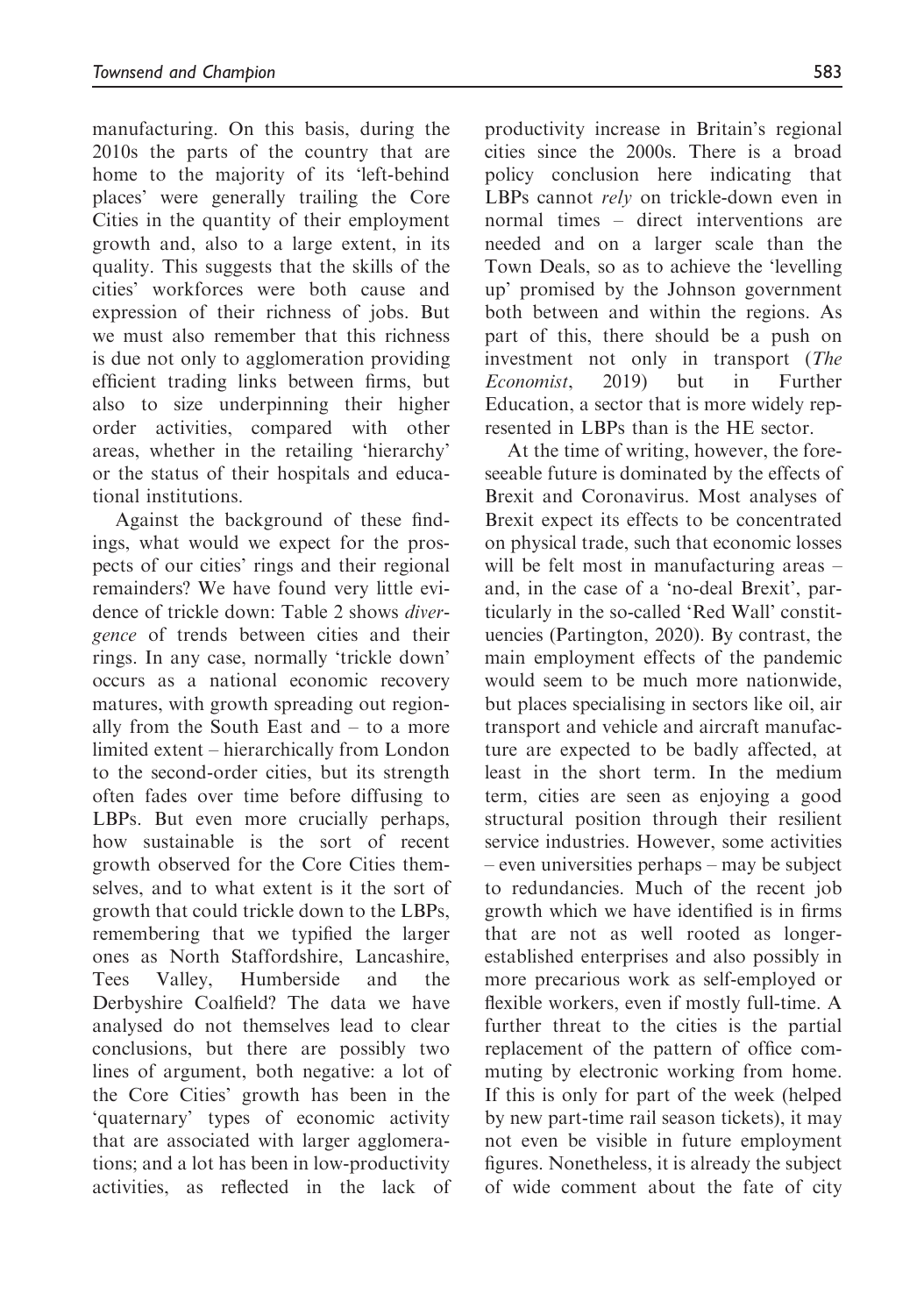manufacturing. On this basis, during the 2010s the parts of the country that are home to the majority of its 'left-behind places' were generally trailing the Core Cities in the quantity of their employment growth and, also to a large extent, in its quality. This suggests that the skills of the cities' workforces were both cause and expression of their richness of jobs. But we must also remember that this richness is due not only to agglomeration providing efficient trading links between firms, but also to size underpinning their higher order activities, compared with other areas, whether in the retailing 'hierarchy' or the status of their hospitals and educational institutions.

Against the background of these findings, what would we expect for the prospects of our cities' rings and their regional remainders? We have found very little evidence of trickle down: Table 2 shows *divergence* of trends between cities and their rings. In any case, normally 'trickle down' occurs as a national economic recovery matures, with growth spreading out regionally from the South East and – to a more limited extent – hierarchically from London to the second-order cities, but its strength often fades over time before diffusing to LBPs. But even more crucially perhaps, how sustainable is the sort of recent growth observed for the Core Cities themselves, and to what extent is it the sort of growth that could trickle down to the LBPs, remembering that we typified the larger ones as North Staffordshire, Lancashire, Tees Valley, Humberside and the Derbyshire Coalfield? The data we have analysed do not themselves lead to clear conclusions, but there are possibly two lines of argument, both negative: a lot of the Core Cities' growth has been in the 'quaternary' types of economic activity that are associated with larger agglomerations; and a lot has been in low-productivity activities, as reflected in the lack of productivity increase in Britain's regional cities since the 2000s. There is a broad policy conclusion here indicating that LBPs cannot *rely* on trickle-down even in normal times – direct interventions are needed and on a larger scale than the Town Deals, so as to achieve the 'levelling up' promised by the Johnson government both between and within the regions. As part of this, there should be a push on investment not only in transport (*The Economist*, 2019) but in Further Education, a sector that is more widely represented in LBPs than is the HE sector.

At the time of writing, however, the foreseeable future is dominated by the effects of Brexit and Coronavirus. Most analyses of Brexit expect its effects to be concentrated on physical trade, such that economic losses will be felt most in manufacturing areas – and, in the case of a 'no-deal Brexit', particularly in the so-called 'Red Wall' constituencies (Partington, 2020). By contrast, the main employment effects of the pandemic would seem to be much more nationwide, but places specialising in sectors like oil, air transport and vehicle and aircraft manufacture are expected to be badly affected, at least in the short term. In the medium term, cities are seen as enjoying a good structural position through their resilient service industries. However, some activities – even universities perhaps – may be subject to redundancies. Much of the recent job growth which we have identified is in firms that are not as well rooted as longer-established enterprises and also possibly in more precarious work as self-employed or flexible workers, even if mostly full-time. A further threat to the cities is the partial replacement of the pattern of office commuting by electronic working from home. If this is only for part of the week (helped by new part-time rail season tickets), it may not even be visible in future employment figures. Nonetheless, it is already the subject of wide comment about the fate of city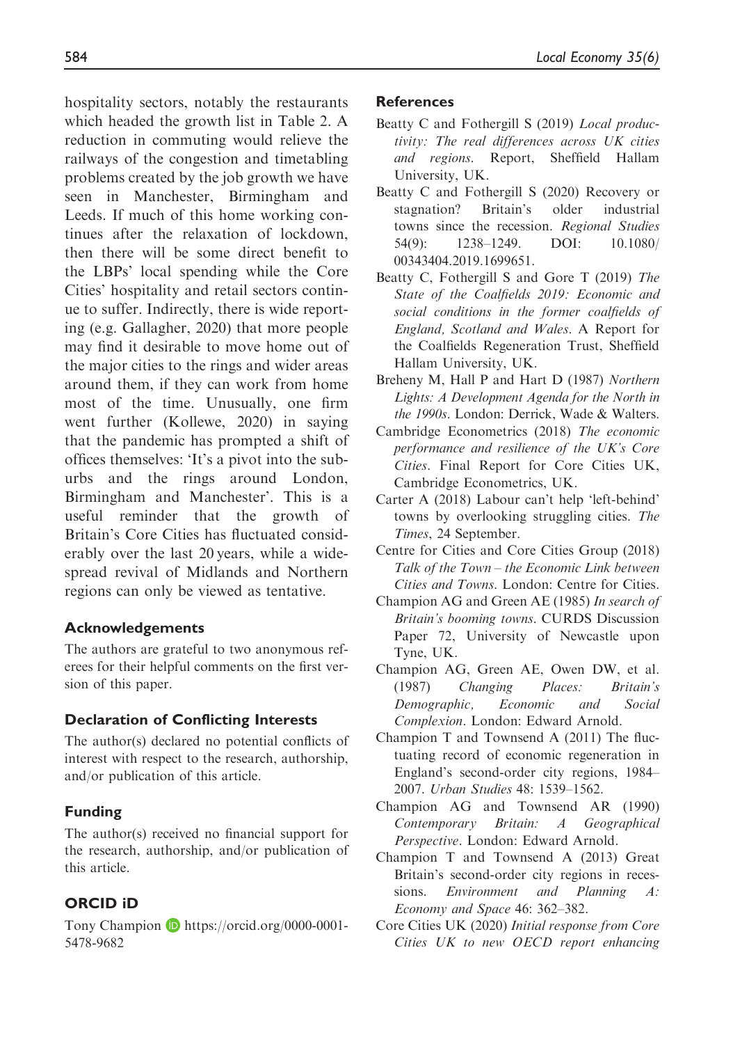hospitality sectors, notably the restaurants which headed the growth list in Table 2. A reduction in commuting would relieve the railways of the congestion and timetabling problems created by the job growth we have seen in Manchester, Birmingham and Leeds. If much of this home working continues after the relaxation of lockdown, then there will be some direct benefit to the LBPs' local spending while the Core Cities' hospitality and retail sectors continue to suffer. Indirectly, there is wide reporting (e.g. Gallagher, 2020) that more people may find it desirable to move home out of the major cities to the rings and wider areas around them, if they can work from home most of the time. Unusually, one firm went further (Kollewe, 2020) in saying that the pandemic has prompted a shift of offices themselves: 'It's a pivot into the suburbs and the rings around London, Birmingham and Manchester'. This is a useful reminder that the growth of Britain's Core Cities has fluctuated considerably over the last 20 years, while a widespread revival of Midlands and Northern regions can only be viewed as tentative.

## Acknowledgements

The authors are grateful to two anonymous referees for their helpful comments on the first version of this paper.

## Declaration of Conflicting Interests

The author(s) declared no potential conflicts of interest with respect to the research, authorship, and/or publication of this article.

## Funding

The author(s) received no financial support for the research, authorship, and/or publication of this article.

## ORCID iD

Tony Champion https://orcid.org/0000-0001-5478-9682

## References

Beatty C and Fothergill S (2019) *Local productivity: The real differences across UK cities and regions*. Report, Sheffield Hallam University, UK.

Beatty C and Fothergill S (2020) Recovery or stagnation? Britain's older industrial towns since the recession. *Regional Studies* 54(9): 1238–1249. DOI: 10.1080/00343404.2019.1699651.

Beatty C, Fothergill S and Gore T (2019) *The State of the Coalfields 2019: Economic and social conditions in the former coalfields of England, Scotland and Wales*. A Report for the Coalfields Regeneration Trust, Sheffield Hallam University, UK.

Breheny M, Hall P and Hart D (1987) *Northern Lights: A Development Agenda for the North in the 1990s*. London: Derrick, Wade & Walters.

Cambridge Econometrics (2018) *The economic performance and resilience of the UK's Core Cities*. Final Report for Core Cities UK, Cambridge Econometrics, UK.

Carter A (2018) Labour can't help 'left-behind' towns by overlooking struggling cities. *The Times*, 24 September.

Centre for Cities and Core Cities Group (2018) *Talk of the Town – the Economic Link between Cities and Towns*. London: Centre for Cities.

Champion AG and Green AE (1985) *In search of Britain's booming towns*. CURDS Discussion Paper 72, University of Newcastle upon Tyne, UK.

Champion AG, Green AE, Owen DW, et al. (1987) *Changing Places: Britain's Demographic, Economic and Social Complexion*. London: Edward Arnold.

Champion T and Townsend A (2011) The fluctuating record of economic regeneration in England's second-order city regions, 1984–2007. *Urban Studies* 48: 1539–1562.

Champion AG and Townsend AR (1990) *Contemporary Britain: A Geographical Perspective*. London: Edward Arnold.

Champion T and Townsend A (2013) Great Britain's second-order city regions in recessions. *Environment and Planning A: Economy and Space* 46: 362–382.

Core Cities UK (2020) *Initial response from Core Cities UK to new OECD report enhancing*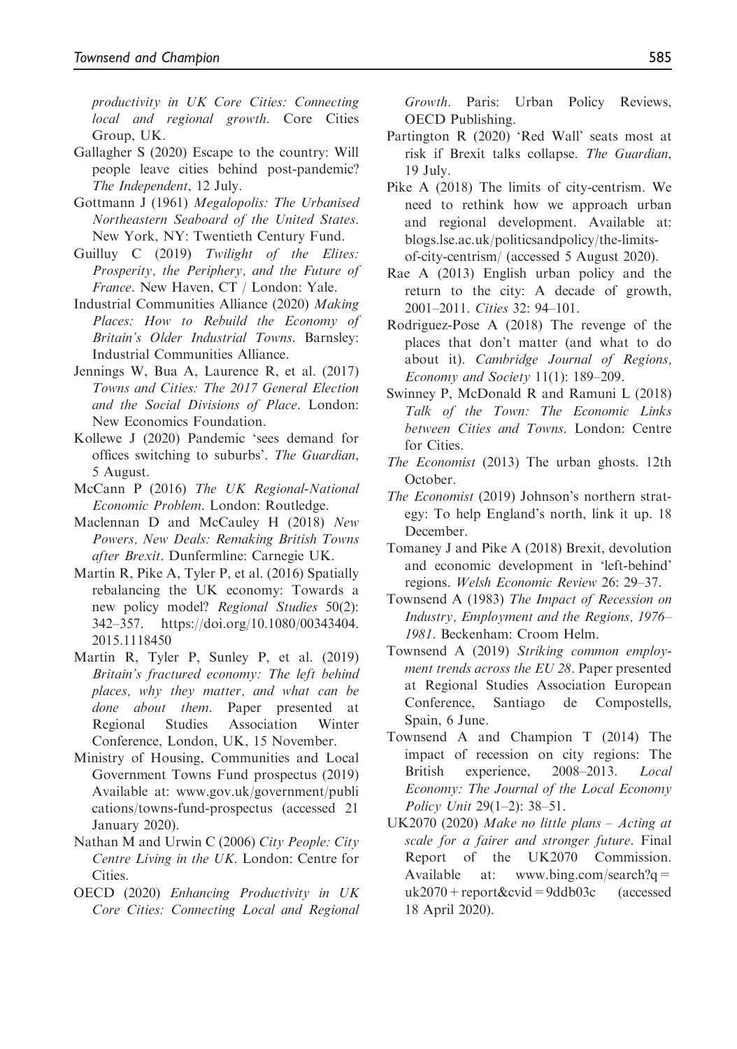productivity in UK Core Cities: Connecting local and regional growth. Core Cities Group, UK.

Gallagher S (2020) Escape to the country: Will people leave cities behind post-pandemic? *The Independent*, 12 July.

Gottmann J (1961) *Megalopolis: The Urbanised Northeastern Seaboard of the United States*. New York, NY: Twentieth Century Fund.

Guilluy C (2019) *Twilight of the Elites: Prosperity, the Periphery, and the Future of France*. New Haven, CT / London: Yale.

Industrial Communities Alliance (2020) *Making Places: How to Rebuild the Economy of Britain's Older Industrial Towns*. Barnsley: Industrial Communities Alliance.

Jennings W, Bua A, Laurence R, et al. (2017) *Towns and Cities: The 2017 General Election and the Social Divisions of Place*. London: New Economics Foundation.

Kollewe J (2020) Pandemic 'sees demand for offices switching to suburbs'. *The Guardian*, 5 August.

McCann P (2016) *The UK Regional-National Economic Problem*. London: Routledge.

Maclennan D and McCauley H (2018) *New Powers, New Deals: Remaking British Towns after Brexit*. Dunfermline: Carnegie UK.

Martin R, Pike A, Tyler P, et al. (2016) Spatially rebalancing the UK economy: Towards a new policy model? *Regional Studies* 50(2): 342–357. https://doi.org/10.1080/00343404.2015.1118450

Martin R, Tyler P, Sunley P, et al. (2019) *Britain's fractured economy: The left behind places, why they matter, and what can be done about them*. Paper presented at Regional Studies Association Winter Conference, London, UK, 15 November.

Ministry of Housing, Communities and Local Government Towns Fund prospectus (2019) Available at: www.gov.uk/government/publications/towns-fund-prospectus (accessed 21 January 2020).

Nathan M and Urwin C (2006) *City People: City Centre Living in the UK*. London: Centre for Cities.

OECD (2020) *Enhancing Productivity in UK Core Cities: Connecting Local and Regional Growth*. Paris: Urban Policy Reviews, OECD Publishing.

Partington R (2020) 'Red Wall' seats most at risk if Brexit talks collapse. *The Guardian*, 19 July.

Pike A (2018) The limits of city-centrism. We need to rethink how we approach urban and regional development. Available at: blogs.lse.ac.uk/politicsandpolicy/the-limits-of-city-centrism/ (accessed 5 August 2020).

Rae A (2013) English urban policy and the return to the city: A decade of growth, 2001–2011. *Cities* 32: 94–101.

Rodriguez-Pose A (2018) The revenge of the places that don't matter (and what to do about it). *Cambridge Journal of Regions, Economy and Society* 11(1): 189–209.

Swinney P, McDonald R and Ramuni L (2018) *Talk of the Town: The Economic Links between Cities and Towns*. London: Centre for Cities.

*The Economist* (2013) The urban ghosts. 12th October.

*The Economist* (2019) Johnson's northern strategy: To help England's north, link it up. 18 December.

Tomaney J and Pike A (2018) Brexit, devolution and economic development in 'left-behind' regions. *Welsh Economic Review* 26: 29–37.

Townsend A (1983) *The Impact of Recession on Industry, Employment and the Regions, 1976–1981*. Beckenham: Croom Helm.

Townsend A (2019) *Striking common employment trends across the EU 28*. Paper presented at Regional Studies Association European Conference, Santiago de Compostells, Spain, 6 June.

Townsend A and Champion T (2014) The impact of recession on city regions: The British experience, 2008–2013. *Local Economy: The Journal of the Local Economy Policy Unit* 29(1–2): 38–51.

UK2070 (2020) *Make no little plans – Acting at scale for a fairer and stronger future*. Final Report of the UK2070 Commission. Available at: www.bing.com/search?q=uk2070+report&cvid=9ddb03c (accessed 18 April 2020).